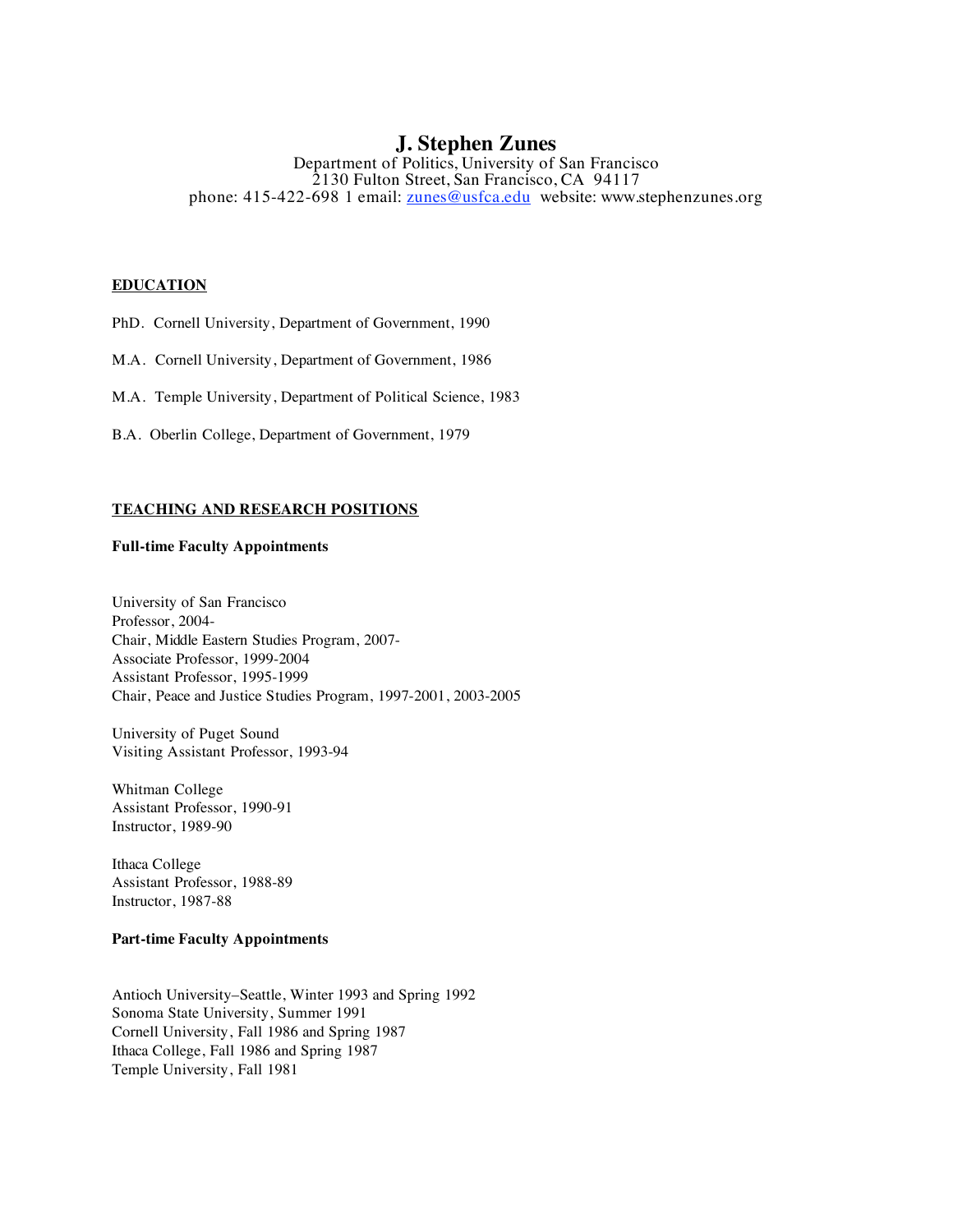# J. Stephen Zunes

Department of Politics, University of San Francisco
2130 Fulton Street, San Francisco, CA 94117
phone: 415-422-698 1 email: zunes@usfca.edu website: www.stephenzunes.org

## EDUCATION

PhD. Cornell University, Department of Government, 1990

M.A. Cornell University, Department of Government, 1986

M.A. Temple University, Department of Political Science, 1983

B.A. Oberlin College, Department of Government, 1979

## TEACHING AND RESEARCH POSITIONS

### Full-time Faculty Appointments

University of San Francisco
Professor, 2004-
Chair, Middle Eastern Studies Program, 2007-
Associate Professor, 1999-2004
Assistant Professor, 1995-1999
Chair, Peace and Justice Studies Program, 1997-2001, 2003-2005

University of Puget Sound
Visiting Assistant Professor, 1993-94

Whitman College
Assistant Professor, 1990-91
Instructor, 1989-90

Ithaca College
Assistant Professor, 1988-89
Instructor, 1987-88

### Part-time Faculty Appointments

Antioch University–Seattle, Winter 1993 and Spring 1992
Sonoma State University, Summer 1991
Cornell University, Fall 1986 and Spring 1987
Ithaca College, Fall 1986 and Spring 1987
Temple University, Fall 1981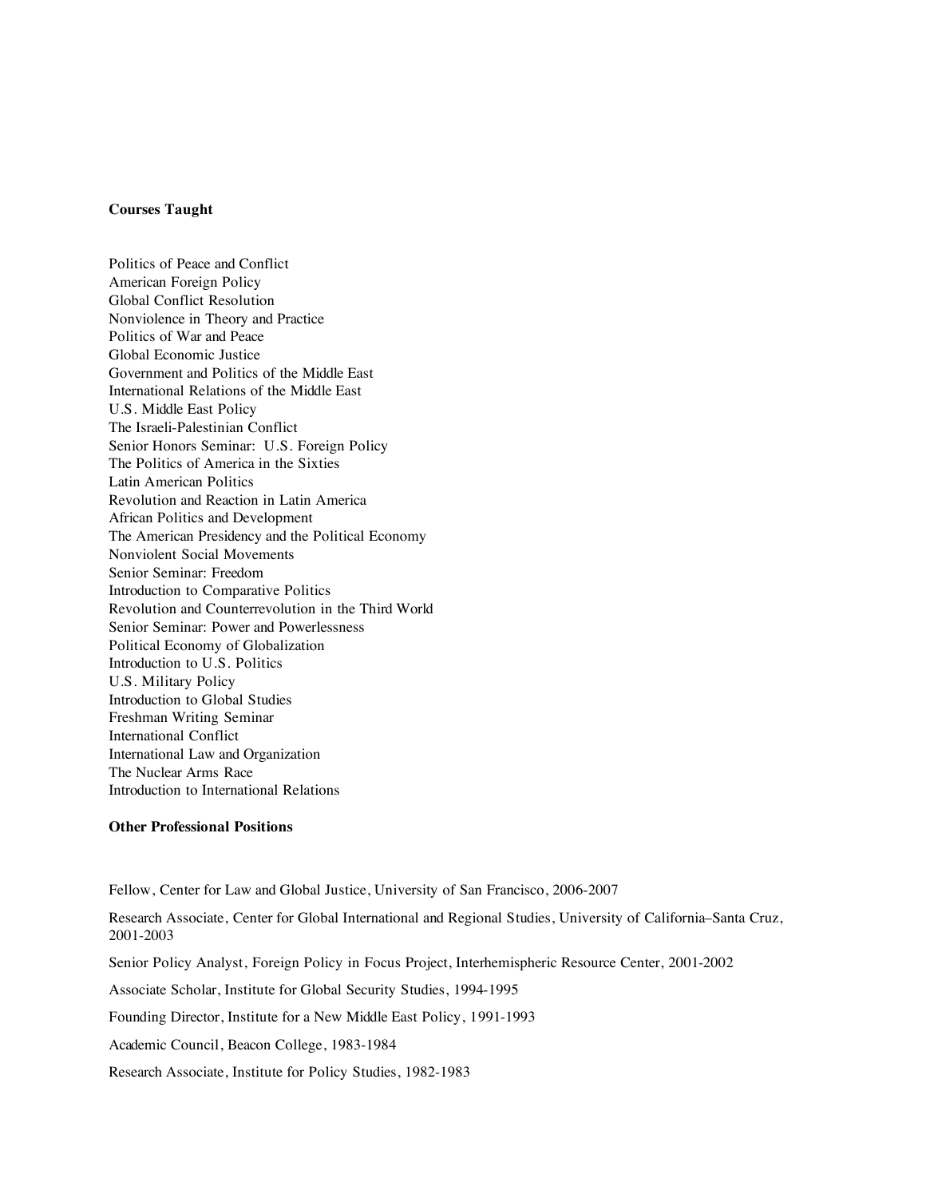**Courses Taught**

Politics of Peace and Conflict
American Foreign Policy
Global Conflict Resolution
Nonviolence in Theory and Practice
Politics of War and Peace
Global Economic Justice
Government and Politics of the Middle East
International Relations of the Middle East
U.S. Middle East Policy
The Israeli-Palestinian Conflict
Senior Honors Seminar: U.S. Foreign Policy
The Politics of America in the Sixties
Latin American Politics
Revolution and Reaction in Latin America
African Politics and Development
The American Presidency and the Political Economy
Nonviolent Social Movements
Senior Seminar: Freedom
Introduction to Comparative Politics
Revolution and Counterrevolution in the Third World
Senior Seminar: Power and Powerlessness
Political Economy of Globalization
Introduction to U.S. Politics
U.S. Military Policy
Introduction to Global Studies
Freshman Writing Seminar
International Conflict
International Law and Organization
The Nuclear Arms Race
Introduction to International Relations

**Other Professional Positions**

Fellow, Center for Law and Global Justice, University of San Francisco, 2006-2007

Research Associate, Center for Global International and Regional Studies, University of California–Santa Cruz, 2001-2003

Senior Policy Analyst, Foreign Policy in Focus Project, Interhemispheric Resource Center, 2001-2002

Associate Scholar, Institute for Global Security Studies, 1994-1995

Founding Director, Institute for a New Middle East Policy, 1991-1993

Academic Council, Beacon College, 1983-1984

Research Associate, Institute for Policy Studies, 1982-1983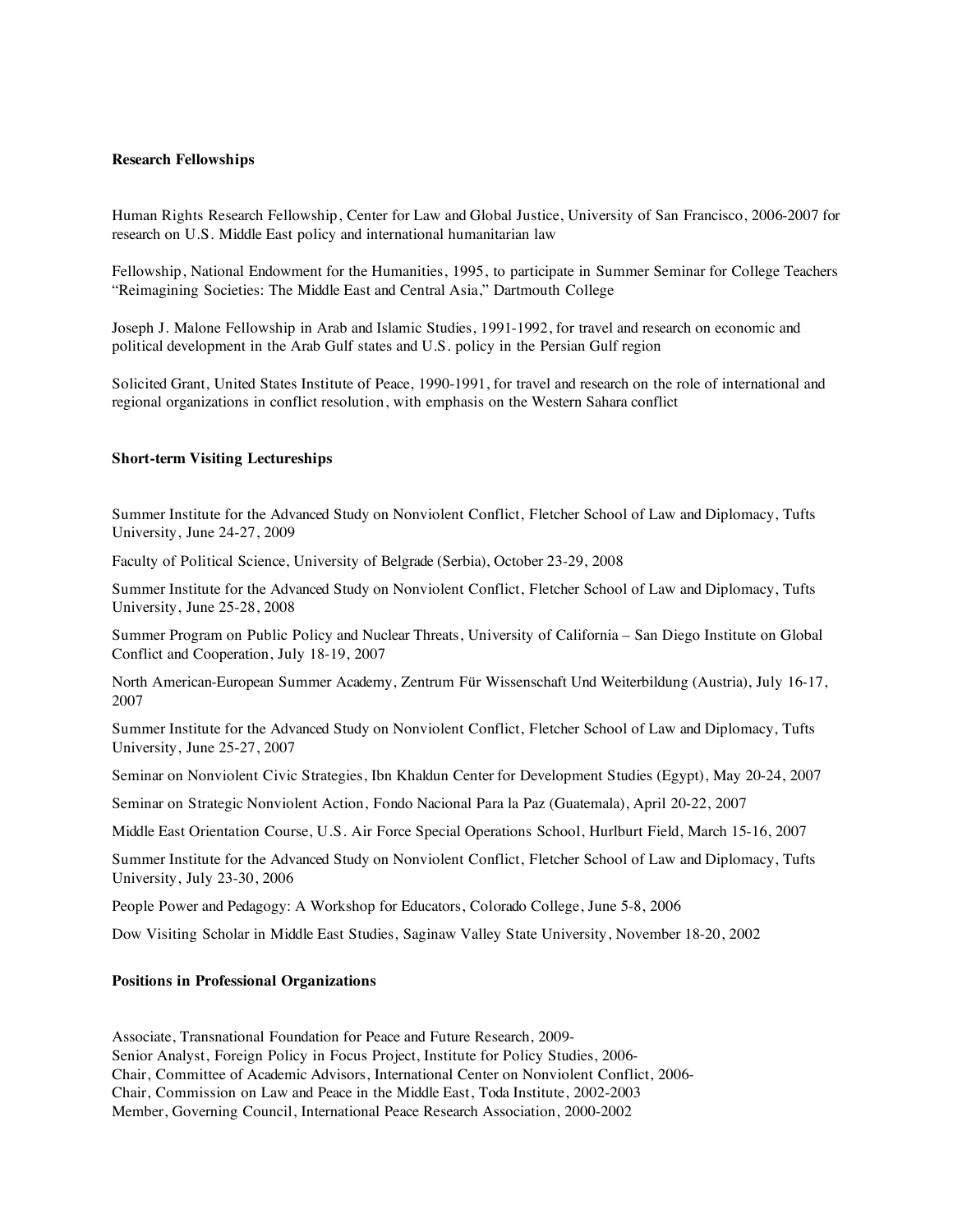**Research Fellowships**

Human Rights Research Fellowship, Center for Law and Global Justice, University of San Francisco, 2006-2007 for research on U.S. Middle East policy and international humanitarian law

Fellowship, National Endowment for the Humanities, 1995, to participate in Summer Seminar for College Teachers "Reimagining Societies: The Middle East and Central Asia," Dartmouth College

Joseph J. Malone Fellowship in Arab and Islamic Studies, 1991-1992, for travel and research on economic and political development in the Arab Gulf states and U.S. policy in the Persian Gulf region

Solicited Grant, United States Institute of Peace, 1990-1991, for travel and research on the role of international and regional organizations in conflict resolution, with emphasis on the Western Sahara conflict

**Short-term Visiting Lectureships**

Summer Institute for the Advanced Study on Nonviolent Conflict, Fletcher School of Law and Diplomacy, Tufts University, June 24-27, 2009

Faculty of Political Science, University of Belgrade (Serbia), October 23-29, 2008

Summer Institute for the Advanced Study on Nonviolent Conflict, Fletcher School of Law and Diplomacy, Tufts University, June 25-28, 2008

Summer Program on Public Policy and Nuclear Threats, University of California – San Diego Institute on Global Conflict and Cooperation, July 18-19, 2007

North American-European Summer Academy, Zentrum Für Wissenschaft Und Weiterbildung (Austria), July 16-17, 2007

Summer Institute for the Advanced Study on Nonviolent Conflict, Fletcher School of Law and Diplomacy, Tufts University, June 25-27, 2007

Seminar on Nonviolent Civic Strategies, Ibn Khaldun Center for Development Studies (Egypt), May 20-24, 2007

Seminar on Strategic Nonviolent Action, Fondo Nacional Para la Paz (Guatemala), April 20-22, 2007

Middle East Orientation Course, U.S. Air Force Special Operations School, Hurlburt Field, March 15-16, 2007

Summer Institute for the Advanced Study on Nonviolent Conflict, Fletcher School of Law and Diplomacy, Tufts University, July 23-30, 2006

People Power and Pedagogy: A Workshop for Educators, Colorado College, June 5-8, 2006

Dow Visiting Scholar in Middle East Studies, Saginaw Valley State University, November 18-20, 2002

**Positions in Professional Organizations**

Associate, Transnational Foundation for Peace and Future Research, 2009-
Senior Analyst, Foreign Policy in Focus Project, Institute for Policy Studies, 2006-
Chair, Committee of Academic Advisors, International Center on Nonviolent Conflict, 2006-
Chair, Commission on Law and Peace in the Middle East, Toda Institute, 2002-2003
Member, Governing Council, International Peace Research Association, 2000-2002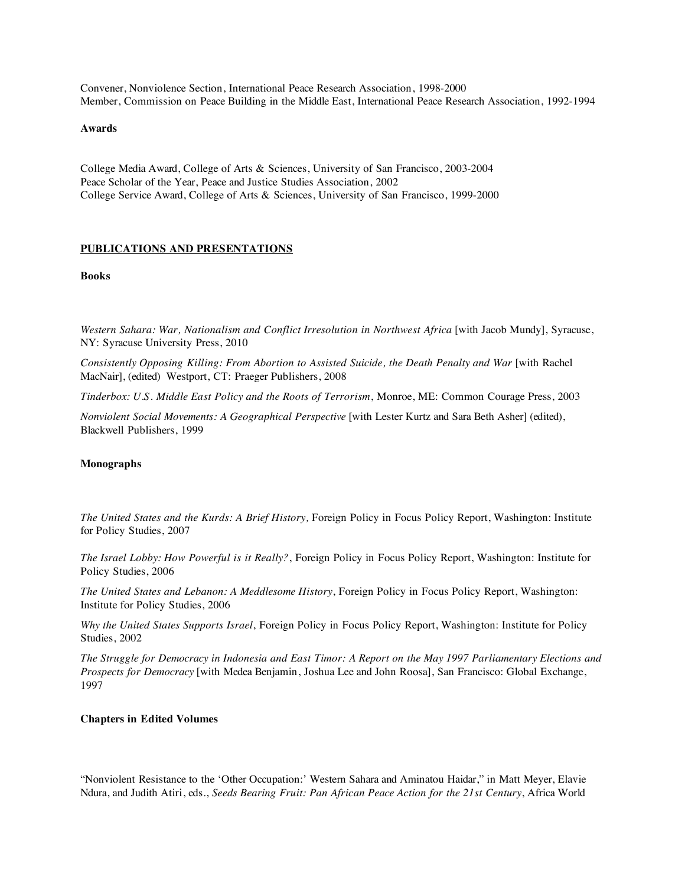Convener, Nonviolence Section, International Peace Research Association, 1998-2000
Member, Commission on Peace Building in the Middle East, International Peace Research Association, 1992-1994

**Awards**

College Media Award, College of Arts & Sciences, University of San Francisco, 2003-2004
Peace Scholar of the Year, Peace and Justice Studies Association, 2002
College Service Award, College of Arts & Sciences, University of San Francisco, 1999-2000

## PUBLICATIONS AND PRESENTATIONS

**Books**

*Western Sahara: War, Nationalism and Conflict Irresolution in Northwest Africa* [with Jacob Mundy], Syracuse, NY: Syracuse University Press, 2010

*Consistently Opposing Killing: From Abortion to Assisted Suicide, the Death Penalty and War* [with Rachel MacNair], (edited) Westport, CT: Praeger Publishers, 2008

*Tinderbox: U.S. Middle East Policy and the Roots of Terrorism*, Monroe, ME: Common Courage Press, 2003

*Nonviolent Social Movements: A Geographical Perspective* [with Lester Kurtz and Sara Beth Asher] (edited), Blackwell Publishers, 1999

**Monographs**

*The United States and the Kurds: A Brief History,* Foreign Policy in Focus Policy Report, Washington: Institute for Policy Studies, 2007

*The Israel Lobby: How Powerful is it Really?*, Foreign Policy in Focus Policy Report, Washington: Institute for Policy Studies, 2006

*The United States and Lebanon: A Meddlesome History*, Foreign Policy in Focus Policy Report, Washington: Institute for Policy Studies, 2006

*Why the United States Supports Israel*, Foreign Policy in Focus Policy Report, Washington: Institute for Policy Studies, 2002

*The Struggle for Democracy in Indonesia and East Timor: A Report on the May 1997 Parliamentary Elections and Prospects for Democracy* [with Medea Benjamin, Joshua Lee and John Roosa], San Francisco: Global Exchange, 1997

**Chapters in Edited Volumes**

"Nonviolent Resistance to the 'Other Occupation:' Western Sahara and Aminatou Haidar," in Matt Meyer, Elavie Ndura, and Judith Atiri, eds., *Seeds Bearing Fruit: Pan African Peace Action for the 21st Century*, Africa World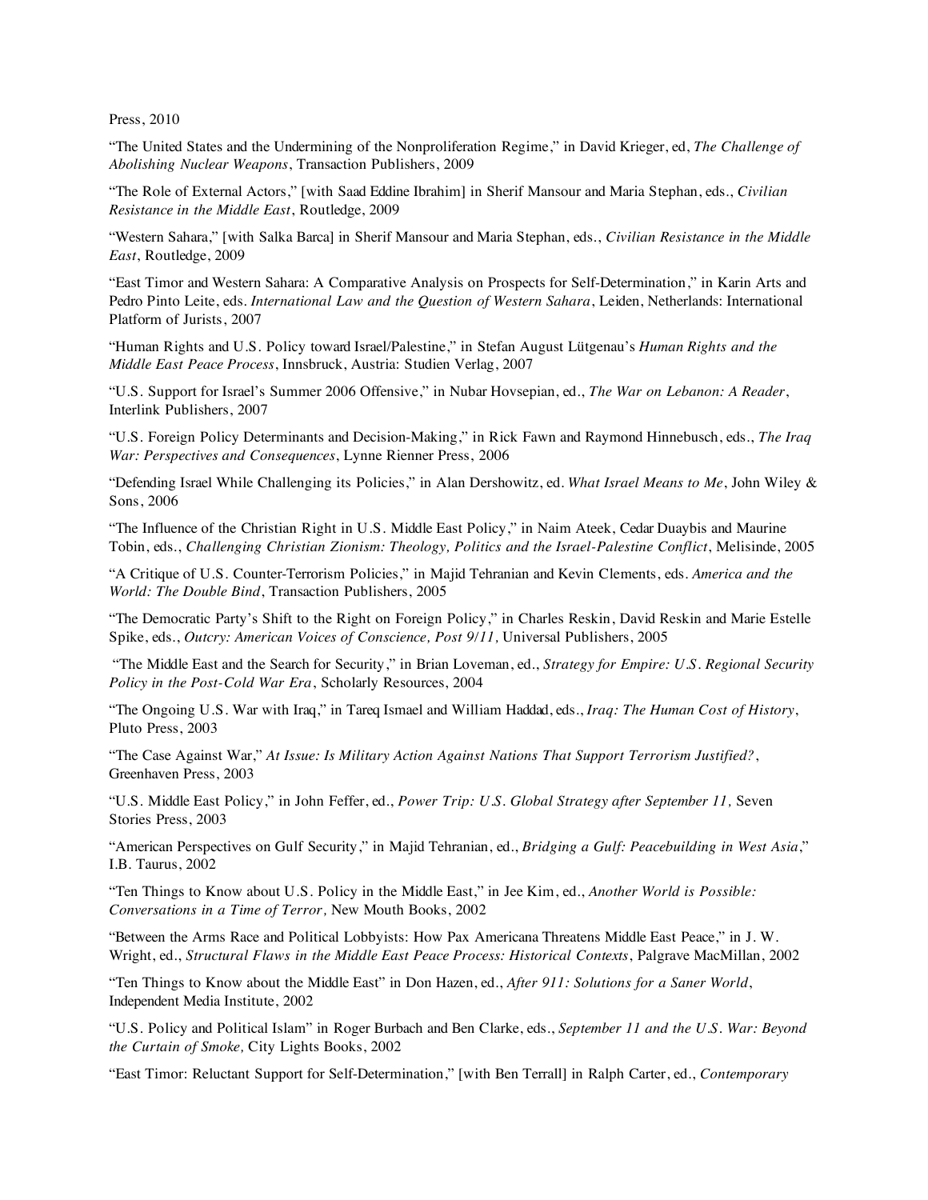Press, 2010

"The United States and the Undermining of the Nonproliferation Regime," in David Krieger, ed, *The Challenge of Abolishing Nuclear Weapons*, Transaction Publishers, 2009

"The Role of External Actors," [with Saad Eddine Ibrahim] in Sherif Mansour and Maria Stephan, eds., *Civilian Resistance in the Middle East*, Routledge, 2009

"Western Sahara," [with Salka Barca] in Sherif Mansour and Maria Stephan, eds., *Civilian Resistance in the Middle East*, Routledge, 2009

"East Timor and Western Sahara: A Comparative Analysis on Prospects for Self-Determination," in Karin Arts and Pedro Pinto Leite, eds. *International Law and the Question of Western Sahara*, Leiden, Netherlands: International Platform of Jurists, 2007

"Human Rights and U.S. Policy toward Israel/Palestine," in Stefan August Lütgenau's *Human Rights and the Middle East Peace Process*, Innsbruck, Austria: Studien Verlag, 2007

"U.S. Support for Israel's Summer 2006 Offensive," in Nubar Hovsepian, ed., *The War on Lebanon: A Reader*, Interlink Publishers, 2007

"U.S. Foreign Policy Determinants and Decision-Making," in Rick Fawn and Raymond Hinnebusch, eds., *The Iraq War: Perspectives and Consequences*, Lynne Rienner Press, 2006

"Defending Israel While Challenging its Policies," in Alan Dershowitz, ed. *What Israel Means to Me*, John Wiley & Sons, 2006

"The Influence of the Christian Right in U.S. Middle East Policy," in Naim Ateek, Cedar Duaybis and Maurine Tobin, eds., *Challenging Christian Zionism: Theology, Politics and the Israel-Palestine Conflict*, Melisinde, 2005

"A Critique of U.S. Counter-Terrorism Policies," in Majid Tehranian and Kevin Clements, eds. *America and the World: The Double Bind*, Transaction Publishers, 2005

"The Democratic Party's Shift to the Right on Foreign Policy," in Charles Reskin, David Reskin and Marie Estelle Spike, eds., *Outcry: American Voices of Conscience, Post 9/11,* Universal Publishers, 2005

"The Middle East and the Search for Security," in Brian Loveman, ed., *Strategy for Empire: U.S. Regional Security Policy in the Post-Cold War Era*, Scholarly Resources, 2004

"The Ongoing U.S. War with Iraq," in Tareq Ismael and William Haddad, eds., *Iraq: The Human Cost of History*, Pluto Press, 2003

"The Case Against War," *At Issue: Is Military Action Against Nations That Support Terrorism Justified?*, Greenhaven Press, 2003

"U.S. Middle East Policy," in John Feffer, ed., *Power Trip: U.S. Global Strategy after September 11,* Seven Stories Press, 2003

"American Perspectives on Gulf Security," in Majid Tehranian, ed., *Bridging a Gulf: Peacebuilding in West Asia*," I.B. Taurus, 2002

"Ten Things to Know about U.S. Policy in the Middle East," in Jee Kim, ed., *Another World is Possible: Conversations in a Time of Terror,* New Mouth Books, 2002

"Between the Arms Race and Political Lobbyists: How Pax Americana Threatens Middle East Peace," in J. W. Wright, ed., *Structural Flaws in the Middle East Peace Process: Historical Contexts*, Palgrave MacMillan, 2002

"Ten Things to Know about the Middle East" in Don Hazen, ed., *After 911: Solutions for a Saner World*, Independent Media Institute, 2002

"U.S. Policy and Political Islam" in Roger Burbach and Ben Clarke, eds., *September 11 and the U.S. War: Beyond the Curtain of Smoke,* City Lights Books, 2002

"East Timor: Reluctant Support for Self-Determination," [with Ben Terrall] in Ralph Carter, ed., *Contemporary*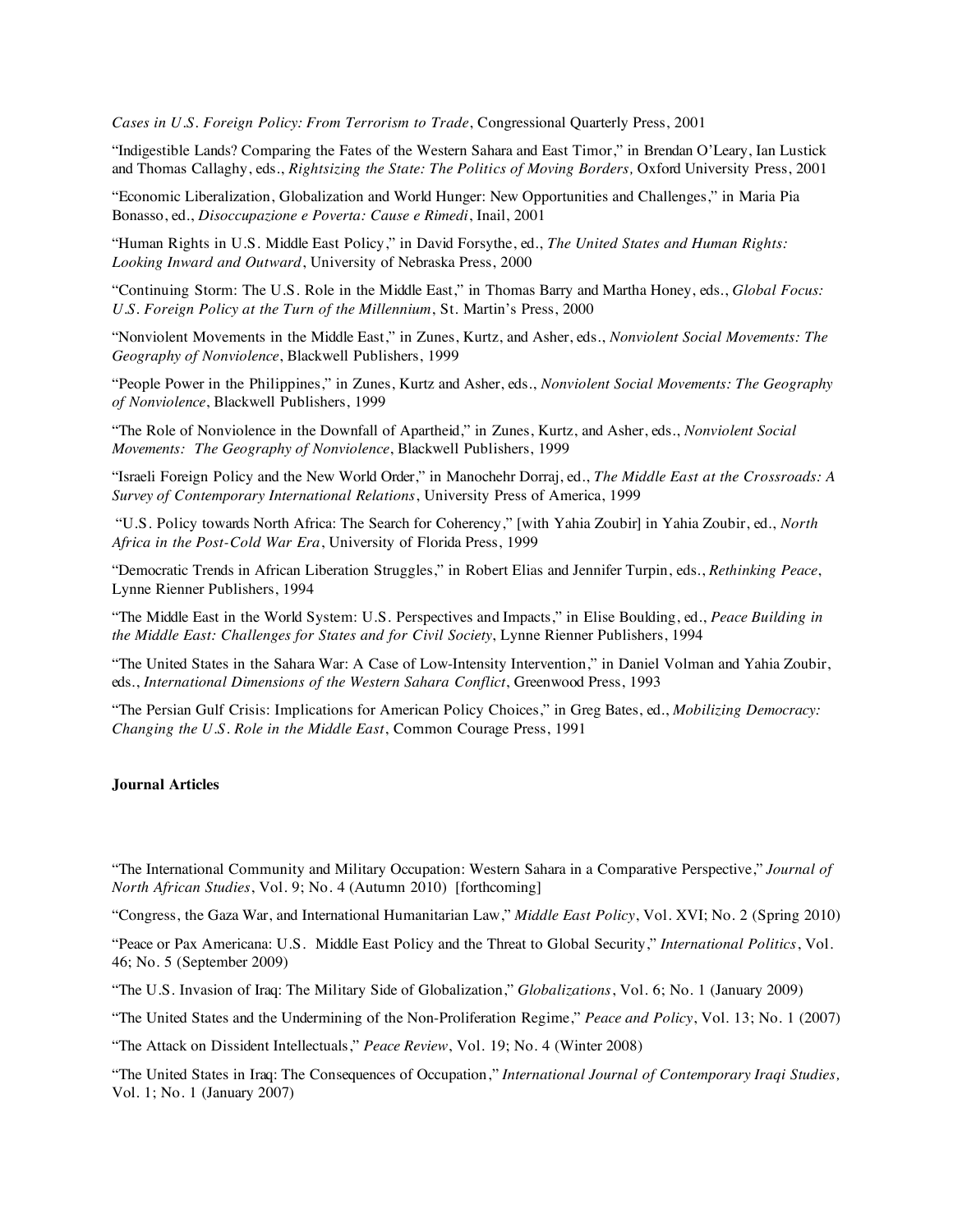*Cases in U.S. Foreign Policy: From Terrorism to Trade*, Congressional Quarterly Press, 2001

"Indigestible Lands? Comparing the Fates of the Western Sahara and East Timor," in Brendan O'Leary, Ian Lustick and Thomas Callaghy, eds., *Rightsizing the State: The Politics of Moving Borders,* Oxford University Press, 2001

"Economic Liberalization, Globalization and World Hunger: New Opportunities and Challenges," in Maria Pia Bonasso, ed., *Disoccupazione e Poverta: Cause e Rimedi*, Inail, 2001

"Human Rights in U.S. Middle East Policy," in David Forsythe, ed., *The United States and Human Rights: Looking Inward and Outward*, University of Nebraska Press, 2000

"Continuing Storm: The U.S. Role in the Middle East," in Thomas Barry and Martha Honey, eds., *Global Focus: U.S. Foreign Policy at the Turn of the Millennium*, St. Martin's Press, 2000

"Nonviolent Movements in the Middle East," in Zunes, Kurtz, and Asher, eds., *Nonviolent Social Movements: The Geography of Nonviolence*, Blackwell Publishers, 1999

"People Power in the Philippines," in Zunes, Kurtz and Asher, eds., *Nonviolent Social Movements: The Geography of Nonviolence*, Blackwell Publishers, 1999

"The Role of Nonviolence in the Downfall of Apartheid," in Zunes, Kurtz, and Asher, eds., *Nonviolent Social Movements: The Geography of Nonviolence*, Blackwell Publishers, 1999

"Israeli Foreign Policy and the New World Order," in Manochehr Dorraj, ed., *The Middle East at the Crossroads: A Survey of Contemporary International Relations*, University Press of America, 1999

"U.S. Policy towards North Africa: The Search for Coherency," [with Yahia Zoubir] in Yahia Zoubir, ed., *North Africa in the Post-Cold War Era*, University of Florida Press, 1999

"Democratic Trends in African Liberation Struggles," in Robert Elias and Jennifer Turpin, eds., *Rethinking Peace*, Lynne Rienner Publishers, 1994

"The Middle East in the World System: U.S. Perspectives and Impacts," in Elise Boulding, ed., *Peace Building in the Middle East: Challenges for States and for Civil Society*, Lynne Rienner Publishers, 1994

"The United States in the Sahara War: A Case of Low-Intensity Intervention," in Daniel Volman and Yahia Zoubir, eds., *International Dimensions of the Western Sahara Conflict*, Greenwood Press, 1993

"The Persian Gulf Crisis: Implications for American Policy Choices," in Greg Bates, ed., *Mobilizing Democracy: Changing the U.S. Role in the Middle East*, Common Courage Press, 1991

**Journal Articles**

"The International Community and Military Occupation: Western Sahara in a Comparative Perspective," *Journal of North African Studies*, Vol. 9; No. 4 (Autumn 2010) [forthcoming]

"Congress, the Gaza War, and International Humanitarian Law," *Middle East Policy*, Vol. XVI; No. 2 (Spring 2010)

"Peace or Pax Americana: U.S. Middle East Policy and the Threat to Global Security," *International Politics*, Vol. 46; No. 5 (September 2009)

"The U.S. Invasion of Iraq: The Military Side of Globalization," *Globalizations*, Vol. 6; No. 1 (January 2009)

"The United States and the Undermining of the Non-Proliferation Regime," *Peace and Policy*, Vol. 13; No. 1 (2007)

"The Attack on Dissident Intellectuals," *Peace Review*, Vol. 19; No. 4 (Winter 2008)

"The United States in Iraq: The Consequences of Occupation," *International Journal of Contemporary Iraqi Studies,* Vol. 1; No. 1 (January 2007)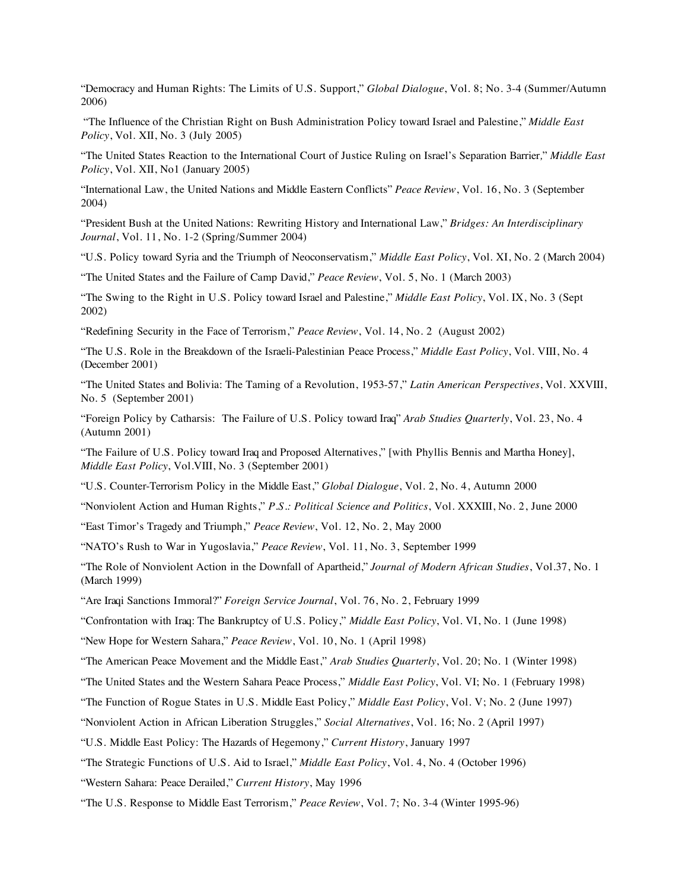"Democracy and Human Rights: The Limits of U.S. Support," *Global Dialogue*, Vol. 8; No. 3-4 (Summer/Autumn 2006)

"The Influence of the Christian Right on Bush Administration Policy toward Israel and Palestine," *Middle East Policy*, Vol. XII, No. 3 (July 2005)

"The United States Reaction to the International Court of Justice Ruling on Israel's Separation Barrier," *Middle East Policy*, Vol. XII, No1 (January 2005)

"International Law, the United Nations and Middle Eastern Conflicts" *Peace Review*, Vol. 16, No. 3 (September 2004)

"President Bush at the United Nations: Rewriting History and International Law," *Bridges: An Interdisciplinary Journal*, Vol. 11, No. 1-2 (Spring/Summer 2004)

"U.S. Policy toward Syria and the Triumph of Neoconservatism," *Middle East Policy*, Vol. XI, No. 2 (March 2004)

"The United States and the Failure of Camp David," *Peace Review*, Vol. 5, No. 1 (March 2003)

"The Swing to the Right in U.S. Policy toward Israel and Palestine," *Middle East Policy*, Vol. IX, No. 3 (Sept 2002)

"Redefining Security in the Face of Terrorism," *Peace Review*, Vol. 14, No. 2 (August 2002)

"The U.S. Role in the Breakdown of the Israeli-Palestinian Peace Process," *Middle East Policy*, Vol. VIII, No. 4 (December 2001)

"The United States and Bolivia: The Taming of a Revolution, 1953-57," *Latin American Perspectives*, Vol. XXVIII, No. 5 (September 2001)

"Foreign Policy by Catharsis: The Failure of U.S. Policy toward Iraq" *Arab Studies Quarterly*, Vol. 23, No. 4 (Autumn 2001)

"The Failure of U.S. Policy toward Iraq and Proposed Alternatives," [with Phyllis Bennis and Martha Honey], *Middle East Policy*, Vol.VIII, No. 3 (September 2001)

"U.S. Counter-Terrorism Policy in the Middle East," *Global Dialogue*, Vol. 2, No. 4, Autumn 2000

"Nonviolent Action and Human Rights," *P.S.: Political Science and Politics*, Vol. XXXIII, No. 2, June 2000

"East Timor's Tragedy and Triumph," *Peace Review*, Vol. 12, No. 2, May 2000

"NATO's Rush to War in Yugoslavia," *Peace Review*, Vol. 11, No. 3, September 1999

"The Role of Nonviolent Action in the Downfall of Apartheid," *Journal of Modern African Studies*, Vol.37, No. 1 (March 1999)

"Are Iraqi Sanctions Immoral?" *Foreign Service Journal*, Vol. 76, No. 2, February 1999

"Confrontation with Iraq: The Bankruptcy of U.S. Policy," *Middle East Policy*, Vol. VI, No. 1 (June 1998)

"New Hope for Western Sahara," *Peace Review*, Vol. 10, No. 1 (April 1998)

"The American Peace Movement and the Middle East," *Arab Studies Quarterly*, Vol. 20; No. 1 (Winter 1998)

"The United States and the Western Sahara Peace Process," *Middle East Policy*, Vol. VI; No. 1 (February 1998)

"The Function of Rogue States in U.S. Middle East Policy," *Middle East Policy*, Vol. V; No. 2 (June 1997)

"Nonviolent Action in African Liberation Struggles," *Social Alternatives*, Vol. 16; No. 2 (April 1997)

"U.S. Middle East Policy: The Hazards of Hegemony," *Current History*, January 1997

"The Strategic Functions of U.S. Aid to Israel," *Middle East Policy*, Vol. 4, No. 4 (October 1996)

"Western Sahara: Peace Derailed," *Current History*, May 1996

"The U.S. Response to Middle East Terrorism," *Peace Review*, Vol. 7; No. 3-4 (Winter 1995-96)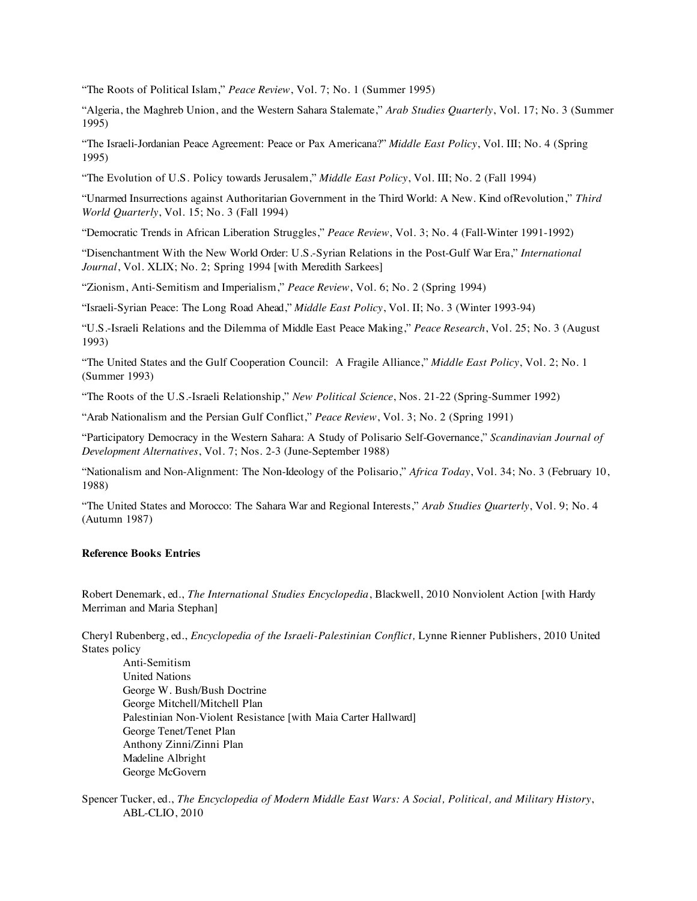"The Roots of Political Islam," *Peace Review*, Vol. 7; No. 1 (Summer 1995)

"Algeria, the Maghreb Union, and the Western Sahara Stalemate," *Arab Studies Quarterly*, Vol. 17; No. 3 (Summer 1995)

"The Israeli-Jordanian Peace Agreement: Peace or Pax Americana?" *Middle East Policy*, Vol. III; No. 4 (Spring 1995)

"The Evolution of U.S. Policy towards Jerusalem," *Middle East Policy*, Vol. III; No. 2 (Fall 1994)

"Unarmed Insurrections against Authoritarian Government in the Third World: A New. Kind ofRevolution," *Third World Quarterly*, Vol. 15; No. 3 (Fall 1994)

"Democratic Trends in African Liberation Struggles," *Peace Review*, Vol. 3; No. 4 (Fall-Winter 1991-1992)

"Disenchantment With the New World Order: U.S.-Syrian Relations in the Post-Gulf War Era," *International Journal*, Vol. XLIX; No. 2; Spring 1994 [with Meredith Sarkees]

"Zionism, Anti-Semitism and Imperialism," *Peace Review*, Vol. 6; No. 2 (Spring 1994)

"Israeli-Syrian Peace: The Long Road Ahead," *Middle East Policy*, Vol. II; No. 3 (Winter 1993-94)

"U.S.-Israeli Relations and the Dilemma of Middle East Peace Making," *Peace Research*, Vol. 25; No. 3 (August 1993)

"The United States and the Gulf Cooperation Council: A Fragile Alliance," *Middle East Policy*, Vol. 2; No. 1 (Summer 1993)

"The Roots of the U.S.-Israeli Relationship," *New Political Science*, Nos. 21-22 (Spring-Summer 1992)

"Arab Nationalism and the Persian Gulf Conflict," *Peace Review*, Vol. 3; No. 2 (Spring 1991)

"Participatory Democracy in the Western Sahara: A Study of Polisario Self-Governance," *Scandinavian Journal of Development Alternatives*, Vol. 7; Nos. 2-3 (June-September 1988)

"Nationalism and Non-Alignment: The Non-Ideology of the Polisario," *Africa Today*, Vol. 34; No. 3 (February 10, 1988)

"The United States and Morocco: The Sahara War and Regional Interests," *Arab Studies Quarterly*, Vol. 9; No. 4 (Autumn 1987)

**Reference Books Entries**

Robert Denemark, ed., *The International Studies Encyclopedia*, Blackwell, 2010 Nonviolent Action [with Hardy Merriman and Maria Stephan]

Cheryl Rubenberg, ed., *Encyclopedia of the Israeli-Palestinian Conflict,* Lynne Rienner Publishers, 2010 United States policy

- Anti-Semitism
- United Nations
- George W. Bush/Bush Doctrine
- George Mitchell/Mitchell Plan
- Palestinian Non-Violent Resistance [with Maia Carter Hallward]
- George Tenet/Tenet Plan
- Anthony Zinni/Zinni Plan
- Madeline Albright
- George McGovern

Spencer Tucker, ed., *The Encyclopedia of Modern Middle East Wars: A Social, Political, and Military History*, ABL-CLIO, 2010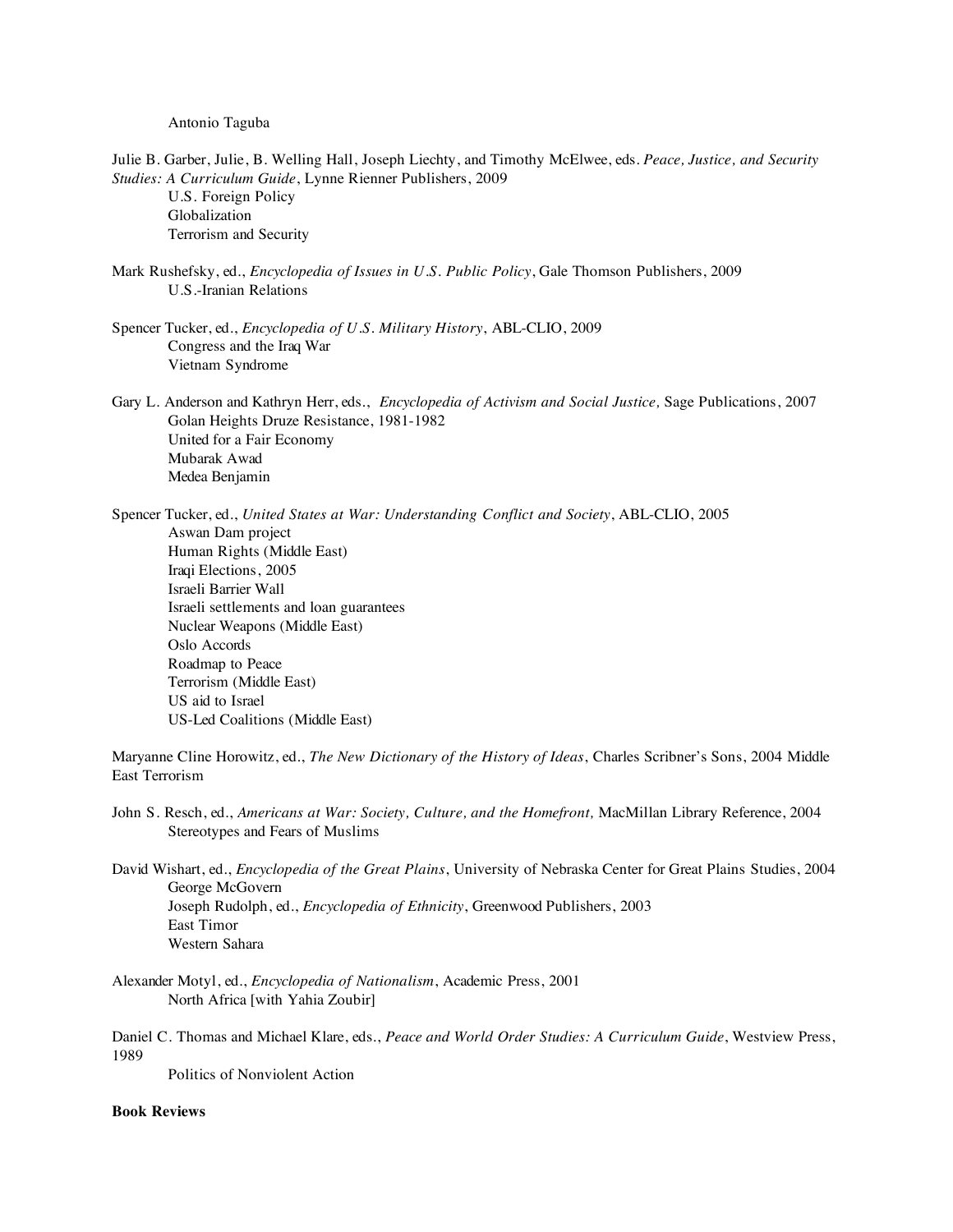Antonio Taguba

Julie B. Garber, Julie, B. Welling Hall, Joseph Liechty, and Timothy McElwee, eds. *Peace, Justice, and Security Studies: A Curriculum Guide*, Lynne Rienner Publishers, 2009
- U.S. Foreign Policy
- Globalization
- Terrorism and Security

Mark Rushefsky, ed., *Encyclopedia of Issues in U.S. Public Policy*, Gale Thomson Publishers, 2009
- U.S.-Iranian Relations

Spencer Tucker, ed., *Encyclopedia of U.S. Military History*, ABL-CLIO, 2009
- Congress and the Iraq War
- Vietnam Syndrome

Gary L. Anderson and Kathryn Herr, eds., *Encyclopedia of Activism and Social Justice,* Sage Publications, 2007
- Golan Heights Druze Resistance, 1981-1982
- United for a Fair Economy
- Mubarak Awad
- Medea Benjamin

Spencer Tucker, ed., *United States at War: Understanding Conflict and Society*, ABL-CLIO, 2005
- Aswan Dam project
- Human Rights (Middle East)
- Iraqi Elections, 2005
- Israeli Barrier Wall
- Israeli settlements and loan guarantees
- Nuclear Weapons (Middle East)
- Oslo Accords
- Roadmap to Peace
- Terrorism (Middle East)
- US aid to Israel
- US-Led Coalitions (Middle East)

Maryanne Cline Horowitz, ed., *The New Dictionary of the History of Ideas*, Charles Scribner's Sons, 2004 Middle East Terrorism

John S. Resch, ed., *Americans at War: Society, Culture, and the Homefront,* MacMillan Library Reference, 2004
- Stereotypes and Fears of Muslims

David Wishart, ed., *Encyclopedia of the Great Plains*, University of Nebraska Center for Great Plains Studies, 2004
- George McGovern

Joseph Rudolph, ed., *Encyclopedia of Ethnicity*, Greenwood Publishers, 2003
- East Timor
- Western Sahara

Alexander Motyl, ed., *Encyclopedia of Nationalism*, Academic Press, 2001
- North Africa [with Yahia Zoubir]

Daniel C. Thomas and Michael Klare, eds., *Peace and World Order Studies: A Curriculum Guide*, Westview Press, 1989
- Politics of Nonviolent Action

**Book Reviews**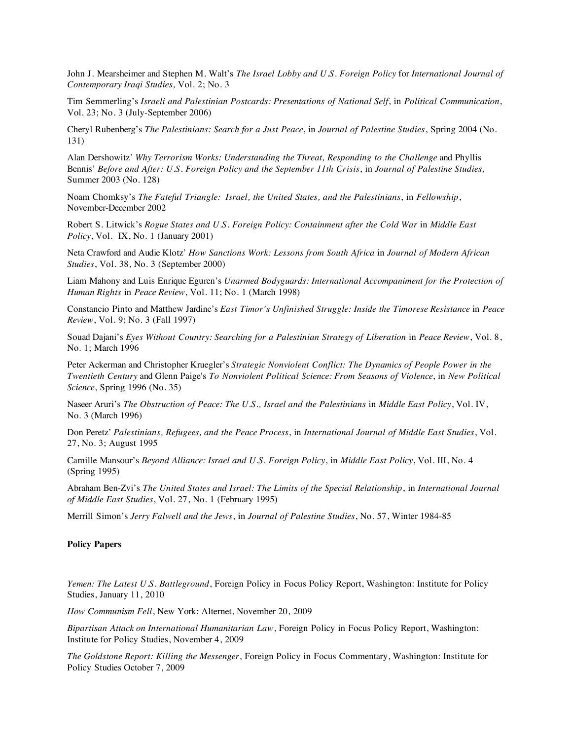John J. Mearsheimer and Stephen M. Walt’s *The Israel Lobby and U.S. Foreign Policy* for *International Journal of Contemporary Iraqi Studies,* Vol. 2; No. 3

Tim Semmerling’s *Israeli and Palestinian Postcards: Presentations of National Self*, in *Political Communication*, Vol. 23; No. 3 (July-September 2006)

Cheryl Rubenberg’s *The Palestinians: Search for a Just Peace*, in *Journal of Palestine Studies*, Spring 2004 (No. 131)

Alan Dershowitz’ *Why Terrorism Works: Understanding the Threat, Responding to the Challenge* and Phyllis Bennis’ *Before and After: U.S. Foreign Policy and the September 11th Crisis*, in *Journal of Palestine Studies*, Summer 2003 (No. 128)

Noam Chomksy’s *The Fateful Triangle: Israel, the United States, and the Palestinians*, in *Fellowship*, November-December 2002

Robert S. Litwick’s *Rogue States and U.S. Foreign Policy: Containment after the Cold War* in *Middle East Policy*, Vol. IX, No. 1 (January 2001)

Neta Crawford and Audie Klotz’ *How Sanctions Work: Lessons from South Africa* in *Journal of Modern African Studies*, Vol. 38, No. 3 (September 2000)

Liam Mahony and Luis Enrique Eguren’s *Unarmed Bodyguards: International Accompaniment for the Protection of Human Rights* in *Peace Review*, Vol. 11; No. 1 (March 1998)

Constancio Pinto and Matthew Jardine’s *East Timor’s Unfinished Struggle: Inside the Timorese Resistance* in *Peace Review*, Vol. 9; No. 3 (Fall 1997)

Souad Dajani’s *Eyes Without Country: Searching for a Palestinian Strategy of Liberation* in *Peace Review*, Vol. 8, No. 1; March 1996

Peter Ackerman and Christopher Kruegler’s *Strategic Nonviolent Conflict: The Dynamics of People Power in the Twentieth Century* and Glenn Paige's *To Nonviolent Political Science: From Seasons of Violence*, in *New Political Science*, Spring 1996 (No. 35)

Naseer Aruri’s *The Obstruction of Peace: The U.S., Israel and the Palestinians* in *Middle East Policy*, Vol. IV, No. 3 (March 1996)

Don Peretz’ *Palestinians, Refugees, and the Peace Process*, in *International Journal of Middle East Studies*, Vol. 27, No. 3; August 1995

Camille Mansour’s *Beyond Alliance: Israel and U.S. Foreign Policy*, in *Middle East Policy*, Vol. III, No. 4 (Spring 1995)

Abraham Ben-Zvi’s *The United States and Israel: The Limits of the Special Relationship*, in *International Journal of Middle East Studies*, Vol. 27, No. 1 (February 1995)

Merrill Simon’s *Jerry Falwell and the Jews*, in *Journal of Palestine Studies*, No. 57, Winter 1984-85

**Policy Papers**

*Yemen: The Latest U.S. Battleground*, Foreign Policy in Focus Policy Report, Washington: Institute for Policy Studies, January 11, 2010

*How Communism Fell*, New York: Alternet, November 20, 2009

*Bipartisan Attack on International Humanitarian Law*, Foreign Policy in Focus Policy Report, Washington: Institute for Policy Studies, November 4, 2009

*The Goldstone Report: Killing the Messenger*, Foreign Policy in Focus Commentary, Washington: Institute for Policy Studies October 7, 2009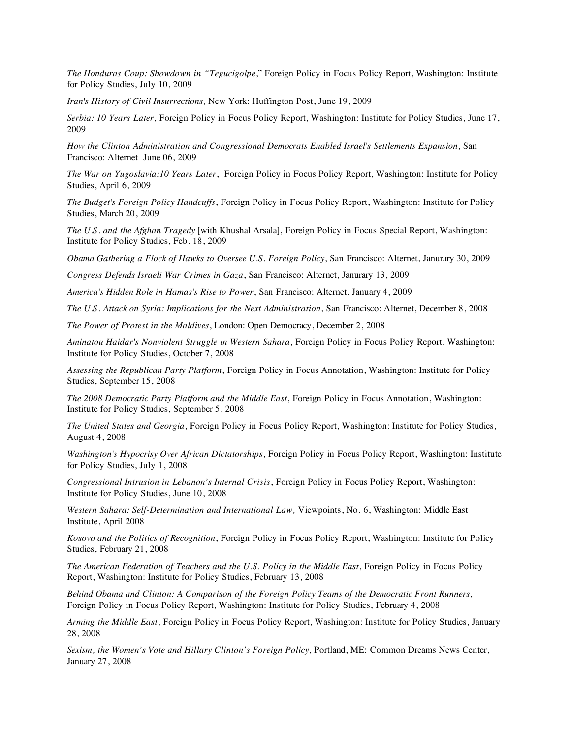*The Honduras Coup: Showdown in "Tegucigolpe*," Foreign Policy in Focus Policy Report, Washington: Institute for Policy Studies, July 10, 2009

*Iran's History of Civil Insurrections,* New York: Huffington Post, June 19, 2009

*Serbia: 10 Years Later*, Foreign Policy in Focus Policy Report, Washington: Institute for Policy Studies, June 17, 2009

*How the Clinton Administration and Congressional Democrats Enabled Israel's Settlements Expansion*, San Francisco: Alternet June 06, 2009

*The War on Yugoslavia:10 Years Later*, Foreign Policy in Focus Policy Report, Washington: Institute for Policy Studies, April 6, 2009

*The Budget's Foreign Policy Handcuffs*, Foreign Policy in Focus Policy Report, Washington: Institute for Policy Studies, March 20, 2009

*The U.S. and the Afghan Tragedy* [with Khushal Arsala], Foreign Policy in Focus Special Report, Washington: Institute for Policy Studies, Feb. 18, 2009

*Obama Gathering a Flock of Hawks to Oversee U.S. Foreign Policy*, San Francisco: Alternet, Janurary 30, 2009

*Congress Defends Israeli War Crimes in Gaza*, San Francisco: Alternet, Janurary 13, 2009

*America's Hidden Role in Hamas's Rise to Power*, San Francisco: Alternet. January 4, 2009

*The U.S. Attack on Syria: Implications for the Next Administration*, San Francisco: Alternet, December 8, 2008

*The Power of Protest in the Maldives*, London: Open Democracy, December 2, 2008

*Aminatou Haidar's Nonviolent Struggle in Western Sahara*, Foreign Policy in Focus Policy Report, Washington: Institute for Policy Studies, October 7, 2008

*Assessing the Republican Party Platform*, Foreign Policy in Focus Annotation, Washington: Institute for Policy Studies, September 15, 2008

*The 2008 Democratic Party Platform and the Middle East*, Foreign Policy in Focus Annotation, Washington: Institute for Policy Studies, September 5, 2008

*The United States and Georgia*, Foreign Policy in Focus Policy Report, Washington: Institute for Policy Studies, August 4, 2008

*Washington's Hypocrisy Over African Dictatorships*, Foreign Policy in Focus Policy Report, Washington: Institute for Policy Studies, July 1, 2008

*Congressional Intrusion in Lebanon's Internal Crisis*, Foreign Policy in Focus Policy Report, Washington: Institute for Policy Studies, June 10, 2008

*Western Sahara: Self-Determination and International Law,* Viewpoints, No. 6, Washington: Middle East Institute, April 2008

*Kosovo and the Politics of Recognition*, Foreign Policy in Focus Policy Report, Washington: Institute for Policy Studies, February 21, 2008

*The American Federation of Teachers and the U.S. Policy in the Middle East*, Foreign Policy in Focus Policy Report, Washington: Institute for Policy Studies, February 13, 2008

*Behind Obama and Clinton: A Comparison of the Foreign Policy Teams of the Democratic Front Runners*, Foreign Policy in Focus Policy Report, Washington: Institute for Policy Studies, February 4, 2008

*Arming the Middle East*, Foreign Policy in Focus Policy Report, Washington: Institute for Policy Studies, January 28, 2008

*Sexism, the Women's Vote and Hillary Clinton's Foreign Policy*, Portland, ME: Common Dreams News Center, January 27, 2008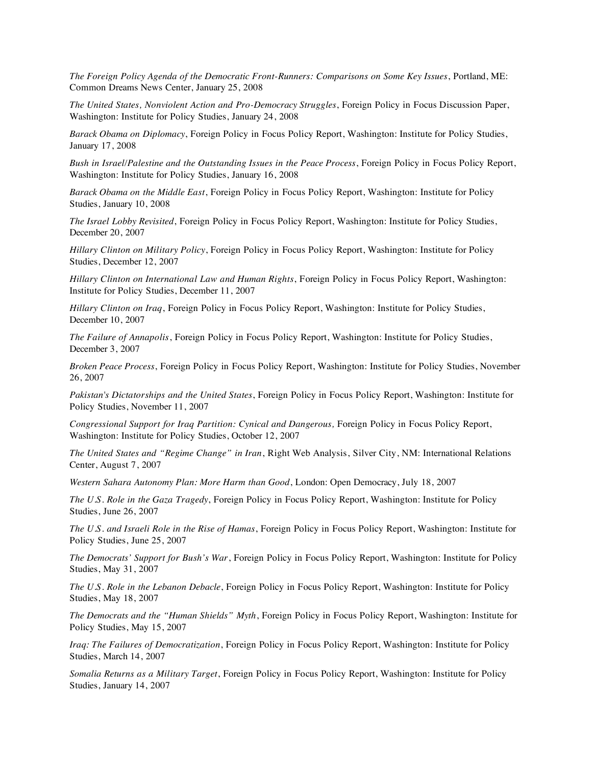*The Foreign Policy Agenda of the Democratic Front-Runners: Comparisons on Some Key Issues*, Portland, ME: Common Dreams News Center, January 25, 2008

*The United States, Nonviolent Action and Pro-Democracy Struggles*, Foreign Policy in Focus Discussion Paper, Washington: Institute for Policy Studies, January 24, 2008

*Barack Obama on Diplomacy*, Foreign Policy in Focus Policy Report, Washington: Institute for Policy Studies, January 17, 2008

*Bush in Israel/Palestine and the Outstanding Issues in the Peace Process*, Foreign Policy in Focus Policy Report, Washington: Institute for Policy Studies, January 16, 2008

*Barack Obama on the Middle East*, Foreign Policy in Focus Policy Report, Washington: Institute for Policy Studies, January 10, 2008

*The Israel Lobby Revisited*, Foreign Policy in Focus Policy Report, Washington: Institute for Policy Studies, December 20, 2007

*Hillary Clinton on Military Policy*, Foreign Policy in Focus Policy Report, Washington: Institute for Policy Studies, December 12, 2007

*Hillary Clinton on International Law and Human Rights*, Foreign Policy in Focus Policy Report, Washington: Institute for Policy Studies, December 11, 2007

*Hillary Clinton on Iraq*, Foreign Policy in Focus Policy Report, Washington: Institute for Policy Studies, December 10, 2007

*The Failure of Annapolis*, Foreign Policy in Focus Policy Report, Washington: Institute for Policy Studies, December 3, 2007

*Broken Peace Process*, Foreign Policy in Focus Policy Report, Washington: Institute for Policy Studies, November 26, 2007

*Pakistan's Dictatorships and the United States*, Foreign Policy in Focus Policy Report, Washington: Institute for Policy Studies, November 11, 2007

*Congressional Support for Iraq Partition: Cynical and Dangerous,* Foreign Policy in Focus Policy Report, Washington: Institute for Policy Studies, October 12, 2007

*The United States and "Regime Change" in Iran*, Right Web Analysis, Silver City, NM: International Relations Center, August 7, 2007

*Western Sahara Autonomy Plan: More Harm than Good*, London: Open Democracy, July 18, 2007

*The U.S. Role in the Gaza Tragedy*, Foreign Policy in Focus Policy Report, Washington: Institute for Policy Studies, June 26, 2007

*The U.S. and Israeli Role in the Rise of Hamas*, Foreign Policy in Focus Policy Report, Washington: Institute for Policy Studies, June 25, 2007

*The Democrats' Support for Bush's War*, Foreign Policy in Focus Policy Report, Washington: Institute for Policy Studies, May 31, 2007

*The U.S. Role in the Lebanon Debacle*, Foreign Policy in Focus Policy Report, Washington: Institute for Policy Studies, May 18, 2007

*The Democrats and the "Human Shields" Myth*, Foreign Policy in Focus Policy Report, Washington: Institute for Policy Studies, May 15, 2007

*Iraq: The Failures of Democratization*, Foreign Policy in Focus Policy Report, Washington: Institute for Policy Studies, March 14, 2007

*Somalia Returns as a Military Target*, Foreign Policy in Focus Policy Report, Washington: Institute for Policy Studies, January 14, 2007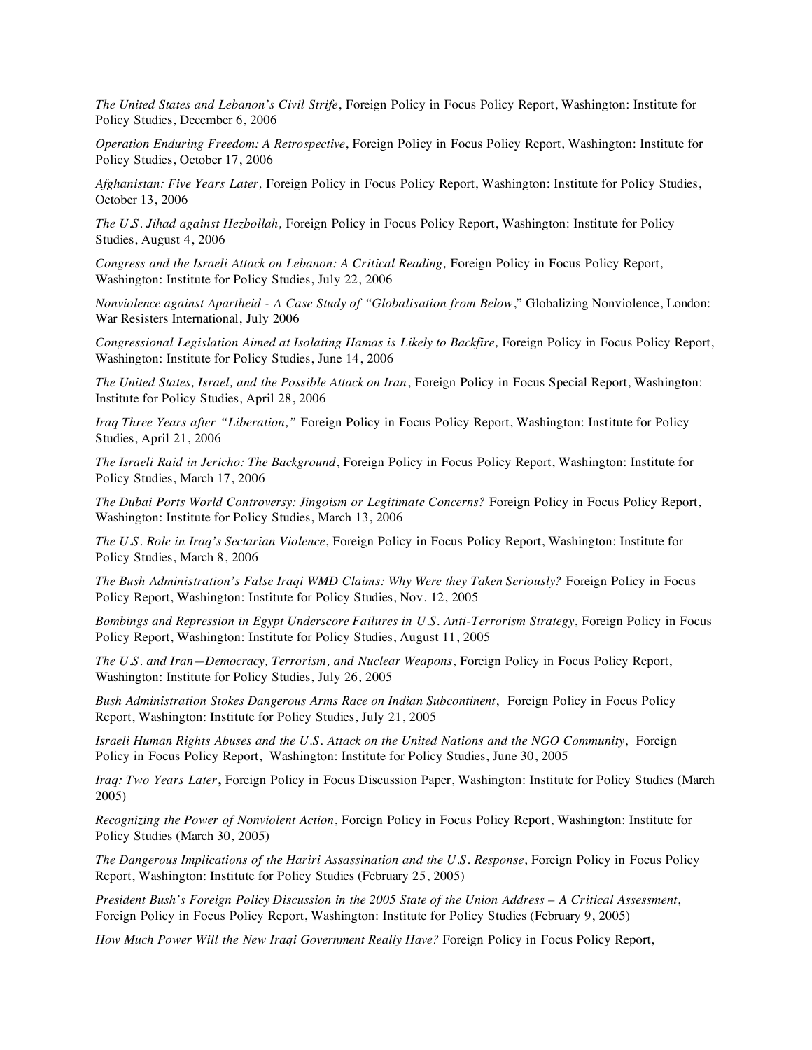*The United States and Lebanon's Civil Strife*, Foreign Policy in Focus Policy Report, Washington: Institute for Policy Studies, December 6, 2006

*Operation Enduring Freedom: A Retrospective*, Foreign Policy in Focus Policy Report, Washington: Institute for Policy Studies, October 17, 2006

*Afghanistan: Five Years Later,* Foreign Policy in Focus Policy Report, Washington: Institute for Policy Studies, October 13, 2006

*The U.S. Jihad against Hezbollah,* Foreign Policy in Focus Policy Report, Washington: Institute for Policy Studies, August 4, 2006

*Congress and the Israeli Attack on Lebanon: A Critical Reading,* Foreign Policy in Focus Policy Report, Washington: Institute for Policy Studies, July 22, 2006

*Nonviolence against Apartheid - A Case Study of "Globalisation from Below*," Globalizing Nonviolence, London: War Resisters International, July 2006

*Congressional Legislation Aimed at Isolating Hamas is Likely to Backfire,* Foreign Policy in Focus Policy Report, Washington: Institute for Policy Studies, June 14, 2006

*The United States, Israel, and the Possible Attack on Iran*, Foreign Policy in Focus Special Report, Washington: Institute for Policy Studies, April 28, 2006

*Iraq Three Years after "Liberation,"* Foreign Policy in Focus Policy Report, Washington: Institute for Policy Studies, April 21, 2006

*The Israeli Raid in Jericho: The Background*, Foreign Policy in Focus Policy Report, Washington: Institute for Policy Studies, March 17, 2006

*The Dubai Ports World Controversy: Jingoism or Legitimate Concerns?* Foreign Policy in Focus Policy Report, Washington: Institute for Policy Studies, March 13, 2006

*The U.S. Role in Iraq's Sectarian Violence*, Foreign Policy in Focus Policy Report, Washington: Institute for Policy Studies, March 8, 2006

*The Bush Administration's False Iraqi WMD Claims: Why Were they Taken Seriously?* Foreign Policy in Focus Policy Report, Washington: Institute for Policy Studies, Nov. 12, 2005

*Bombings and Repression in Egypt Underscore Failures in U.S. Anti-Terrorism Strategy*, Foreign Policy in Focus Policy Report, Washington: Institute for Policy Studies, August 11, 2005

*The U.S. and Iran—Democracy, Terrorism, and Nuclear Weapons*, Foreign Policy in Focus Policy Report, Washington: Institute for Policy Studies, July 26, 2005

*Bush Administration Stokes Dangerous Arms Race on Indian Subcontinent*, Foreign Policy in Focus Policy Report, Washington: Institute for Policy Studies, July 21, 2005

*Israeli Human Rights Abuses and the U.S. Attack on the United Nations and the NGO Community*, Foreign Policy in Focus Policy Report, Washington: Institute for Policy Studies, June 30, 2005

*Iraq: Two Years Later***,** Foreign Policy in Focus Discussion Paper, Washington: Institute for Policy Studies (March 2005)

*Recognizing the Power of Nonviolent Action*, Foreign Policy in Focus Policy Report, Washington: Institute for Policy Studies (March 30, 2005)

*The Dangerous Implications of the Hariri Assassination and the U.S. Response*, Foreign Policy in Focus Policy Report, Washington: Institute for Policy Studies (February 25, 2005)

*President Bush's Foreign Policy Discussion in the 2005 State of the Union Address – A Critical Assessment*, Foreign Policy in Focus Policy Report, Washington: Institute for Policy Studies (February 9, 2005)

*How Much Power Will the New Iraqi Government Really Have?* Foreign Policy in Focus Policy Report,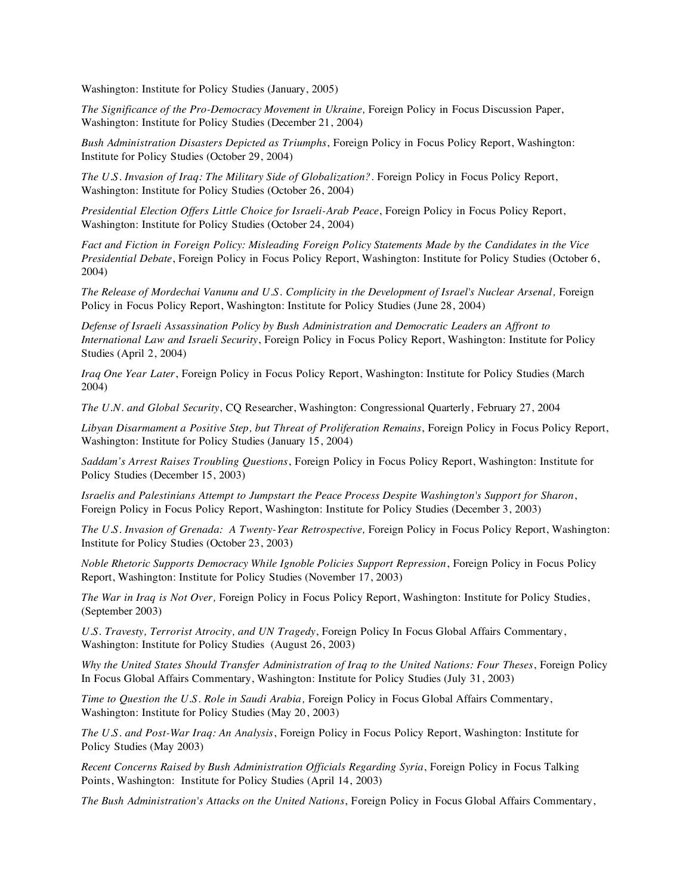Washington: Institute for Policy Studies (January, 2005)

*The Significance of the Pro-Democracy Movement in Ukraine,* Foreign Policy in Focus Discussion Paper, Washington: Institute for Policy Studies (December 21, 2004)

*Bush Administration Disasters Depicted as Triumphs*, Foreign Policy in Focus Policy Report, Washington: Institute for Policy Studies (October 29, 2004)

*The U.S. Invasion of Iraq: The Military Side of Globalization?*. Foreign Policy in Focus Policy Report, Washington: Institute for Policy Studies (October 26, 2004)

*Presidential Election Offers Little Choice for Israeli-Arab Peace*, Foreign Policy in Focus Policy Report, Washington: Institute for Policy Studies (October 24, 2004)

*Fact and Fiction in Foreign Policy: Misleading Foreign Policy Statements Made by the Candidates in the Vice Presidential Debate*, Foreign Policy in Focus Policy Report, Washington: Institute for Policy Studies (October 6, 2004)

*The Release of Mordechai Vanunu and U.S. Complicity in the Development of Israel's Nuclear Arsenal,* Foreign Policy in Focus Policy Report, Washington: Institute for Policy Studies (June 28, 2004)

*Defense of Israeli Assassination Policy by Bush Administration and Democratic Leaders an Affront to International Law and Israeli Security*, Foreign Policy in Focus Policy Report, Washington: Institute for Policy Studies (April 2, 2004)

*Iraq One Year Later*, Foreign Policy in Focus Policy Report, Washington: Institute for Policy Studies (March 2004)

*The U.N. and Global Security*, CQ Researcher, Washington: Congressional Quarterly, February 27, 2004

*Libyan Disarmament a Positive Step, but Threat of Proliferation Remains*, Foreign Policy in Focus Policy Report, Washington: Institute for Policy Studies (January 15, 2004)

*Saddam's Arrest Raises Troubling Questions*, Foreign Policy in Focus Policy Report, Washington: Institute for Policy Studies (December 15, 2003)

*Israelis and Palestinians Attempt to Jumpstart the Peace Process Despite Washington's Support for Sharon*, Foreign Policy in Focus Policy Report, Washington: Institute for Policy Studies (December 3, 2003)

*The U.S. Invasion of Grenada: A Twenty-Year Retrospective,* Foreign Policy in Focus Policy Report, Washington: Institute for Policy Studies (October 23, 2003)

*Noble Rhetoric Supports Democracy While Ignoble Policies Support Repression*, Foreign Policy in Focus Policy Report, Washington: Institute for Policy Studies (November 17, 2003)

*The War in Iraq is Not Over,* Foreign Policy in Focus Policy Report, Washington: Institute for Policy Studies, (September 2003)

*U.S. Travesty, Terrorist Atrocity, and UN Tragedy*, Foreign Policy In Focus Global Affairs Commentary, Washington: Institute for Policy Studies (August 26, 2003)

*Why the United States Should Transfer Administration of Iraq to the United Nations: Four Theses*, Foreign Policy In Focus Global Affairs Commentary, Washington: Institute for Policy Studies (July 31, 2003)

*Time to Question the U.S. Role in Saudi Arabia,* Foreign Policy in Focus Global Affairs Commentary, Washington: Institute for Policy Studies (May 20, 2003)

*The U.S. and Post-War Iraq: An Analysis*, Foreign Policy in Focus Policy Report, Washington: Institute for Policy Studies (May 2003)

*Recent Concerns Raised by Bush Administration Officials Regarding Syria*, Foreign Policy in Focus Talking Points, Washington: Institute for Policy Studies (April 14, 2003)

*The Bush Administration's Attacks on the United Nations*, Foreign Policy in Focus Global Affairs Commentary,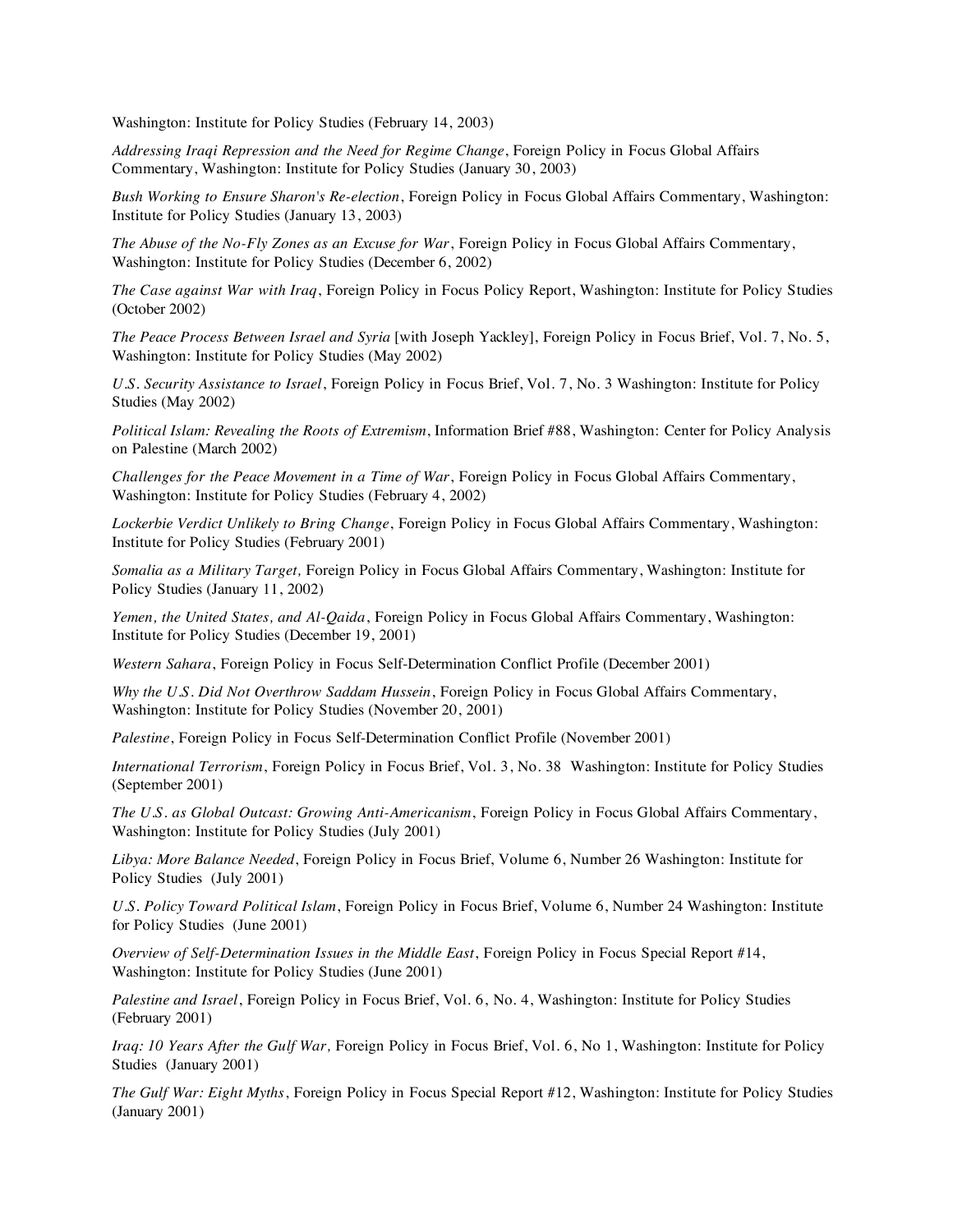Washington: Institute for Policy Studies (February 14, 2003)

*Addressing Iraqi Repression and the Need for Regime Change*, Foreign Policy in Focus Global Affairs Commentary, Washington: Institute for Policy Studies (January 30, 2003)

*Bush Working to Ensure Sharon's Re-election*, Foreign Policy in Focus Global Affairs Commentary, Washington: Institute for Policy Studies (January 13, 2003)

*The Abuse of the No-Fly Zones as an Excuse for War*, Foreign Policy in Focus Global Affairs Commentary, Washington: Institute for Policy Studies (December 6, 2002)

*The Case against War with Iraq*, Foreign Policy in Focus Policy Report, Washington: Institute for Policy Studies (October 2002)

*The Peace Process Between Israel and Syria* [with Joseph Yackley], Foreign Policy in Focus Brief, Vol. 7, No. 5, Washington: Institute for Policy Studies (May 2002)

*U.S. Security Assistance to Israel*, Foreign Policy in Focus Brief, Vol. 7, No. 3 Washington: Institute for Policy Studies (May 2002)

*Political Islam: Revealing the Roots of Extremism*, Information Brief #88, Washington: Center for Policy Analysis on Palestine (March 2002)

*Challenges for the Peace Movement in a Time of War*, Foreign Policy in Focus Global Affairs Commentary, Washington: Institute for Policy Studies (February 4, 2002)

*Lockerbie Verdict Unlikely to Bring Change*, Foreign Policy in Focus Global Affairs Commentary, Washington: Institute for Policy Studies (February 2001)

*Somalia as a Military Target,* Foreign Policy in Focus Global Affairs Commentary, Washington: Institute for Policy Studies (January 11, 2002)

*Yemen, the United States, and Al-Qaida*, Foreign Policy in Focus Global Affairs Commentary, Washington: Institute for Policy Studies (December 19, 2001)

*Western Sahara*, Foreign Policy in Focus Self-Determination Conflict Profile (December 2001)

*Why the U.S. Did Not Overthrow Saddam Hussein*, Foreign Policy in Focus Global Affairs Commentary, Washington: Institute for Policy Studies (November 20, 2001)

*Palestine*, Foreign Policy in Focus Self-Determination Conflict Profile (November 2001)

*International Terrorism*, Foreign Policy in Focus Brief, Vol. 3, No. 38 Washington: Institute for Policy Studies (September 2001)

*The U.S. as Global Outcast: Growing Anti-Americanism*, Foreign Policy in Focus Global Affairs Commentary, Washington: Institute for Policy Studies (July 2001)

*Libya: More Balance Needed*, Foreign Policy in Focus Brief, Volume 6, Number 26 Washington: Institute for Policy Studies (July 2001)

*U.S. Policy Toward Political Islam*, Foreign Policy in Focus Brief, Volume 6, Number 24 Washington: Institute for Policy Studies (June 2001)

*Overview of Self-Determination Issues in the Middle East*, Foreign Policy in Focus Special Report #14, Washington: Institute for Policy Studies (June 2001)

*Palestine and Israel*, Foreign Policy in Focus Brief, Vol. 6, No. 4, Washington: Institute for Policy Studies (February 2001)

*Iraq: 10 Years After the Gulf War,* Foreign Policy in Focus Brief, Vol. 6, No 1, Washington: Institute for Policy Studies (January 2001)

*The Gulf War: Eight Myths*, Foreign Policy in Focus Special Report #12, Washington: Institute for Policy Studies (January 2001)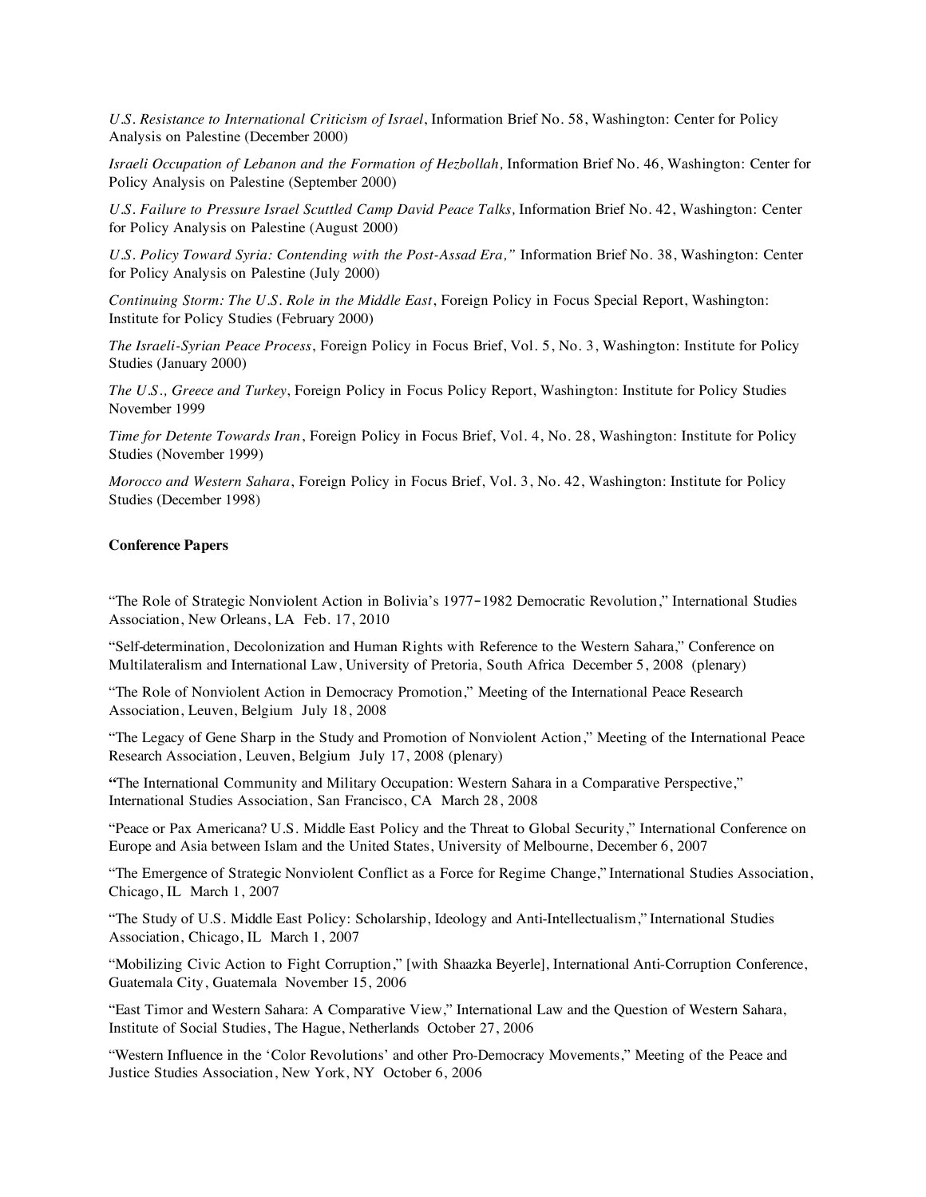*U.S. Resistance to International Criticism of Israel*, Information Brief No. 58, Washington: Center for Policy Analysis on Palestine (December 2000)

*Israeli Occupation of Lebanon and the Formation of Hezbollah,* Information Brief No. 46, Washington: Center for Policy Analysis on Palestine (September 2000)

*U.S. Failure to Pressure Israel Scuttled Camp David Peace Talks,* Information Brief No. 42, Washington: Center for Policy Analysis on Palestine (August 2000)

*U.S. Policy Toward Syria: Contending with the Post-Assad Era,"* Information Brief No. 38, Washington: Center for Policy Analysis on Palestine (July 2000)

*Continuing Storm: The U.S. Role in the Middle East*, Foreign Policy in Focus Special Report, Washington: Institute for Policy Studies (February 2000)

*The Israeli-Syrian Peace Process*, Foreign Policy in Focus Brief, Vol. 5, No. 3, Washington: Institute for Policy Studies (January 2000)

*The U.S., Greece and Turkey*, Foreign Policy in Focus Policy Report, Washington: Institute for Policy Studies November 1999

*Time for Detente Towards Iran*, Foreign Policy in Focus Brief, Vol. 4, No. 28, Washington: Institute for Policy Studies (November 1999)

*Morocco and Western Sahara*, Foreign Policy in Focus Brief, Vol. 3, No. 42, Washington: Institute for Policy Studies (December 1998)

**Conference Papers**

"The Role of Strategic Nonviolent Action in Bolivia's 1977-1982 Democratic Revolution," International Studies Association, New Orleans, LA Feb. 17, 2010

"Self-determination, Decolonization and Human Rights with Reference to the Western Sahara," Conference on Multilateralism and International Law, University of Pretoria, South Africa December 5, 2008 (plenary)

"The Role of Nonviolent Action in Democracy Promotion," Meeting of the International Peace Research Association, Leuven, Belgium July 18, 2008

"The Legacy of Gene Sharp in the Study and Promotion of Nonviolent Action," Meeting of the International Peace Research Association, Leuven, Belgium July 17, 2008 (plenary)

**"**The International Community and Military Occupation: Western Sahara in a Comparative Perspective," International Studies Association, San Francisco, CA March 28, 2008

"Peace or Pax Americana? U.S. Middle East Policy and the Threat to Global Security," International Conference on Europe and Asia between Islam and the United States, University of Melbourne, December 6, 2007

"The Emergence of Strategic Nonviolent Conflict as a Force for Regime Change," International Studies Association, Chicago, IL March 1, 2007

"The Study of U.S. Middle East Policy: Scholarship, Ideology and Anti-Intellectualism," International Studies Association, Chicago, IL March 1, 2007

"Mobilizing Civic Action to Fight Corruption," [with Shaazka Beyerle], International Anti-Corruption Conference, Guatemala City, Guatemala November 15, 2006

"East Timor and Western Sahara: A Comparative View," International Law and the Question of Western Sahara, Institute of Social Studies, The Hague, Netherlands October 27, 2006

"Western Influence in the 'Color Revolutions' and other Pro-Democracy Movements," Meeting of the Peace and Justice Studies Association, New York, NY October 6, 2006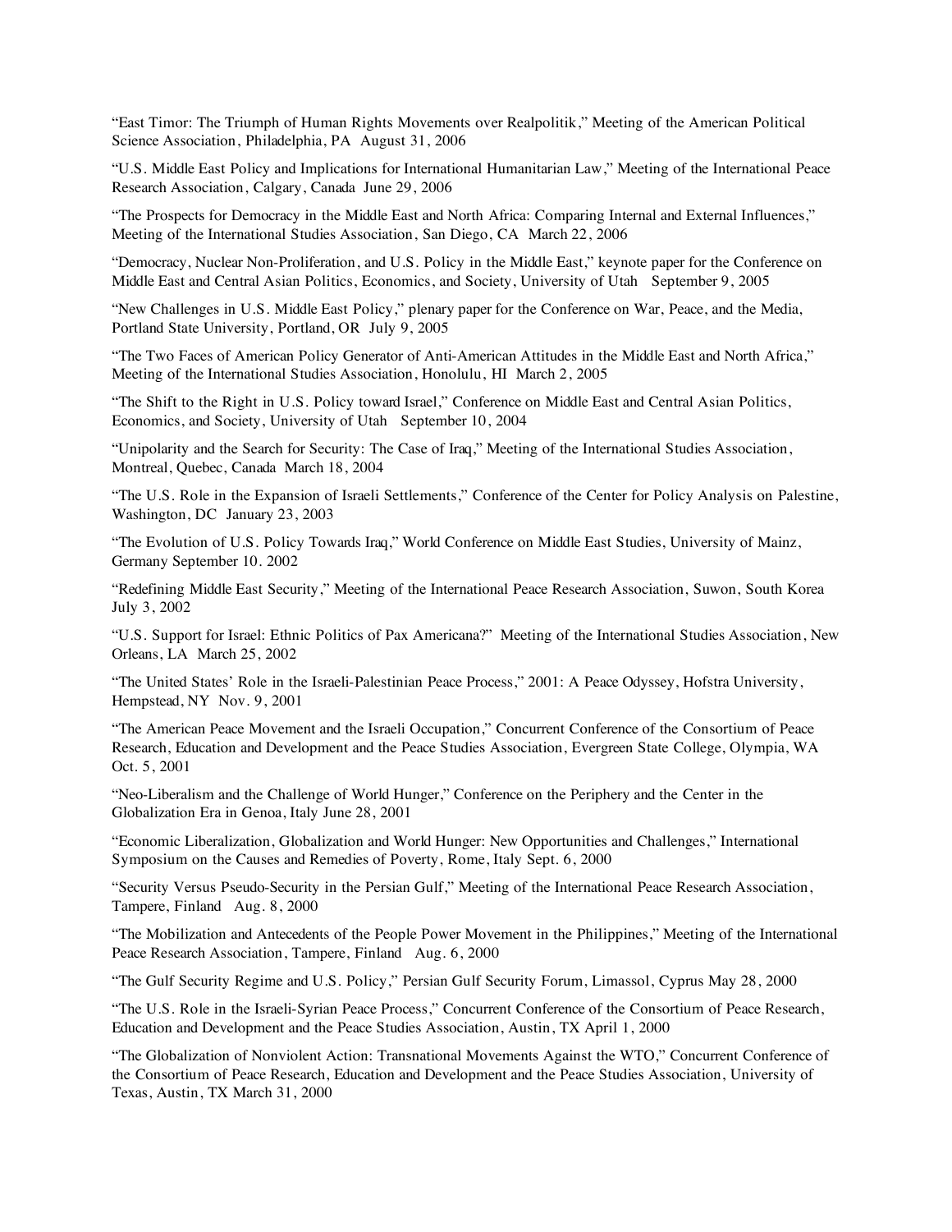"East Timor: The Triumph of Human Rights Movements over Realpolitik," Meeting of the American Political Science Association, Philadelphia, PA August 31, 2006

"U.S. Middle East Policy and Implications for International Humanitarian Law," Meeting of the International Peace Research Association, Calgary, Canada June 29, 2006

"The Prospects for Democracy in the Middle East and North Africa: Comparing Internal and External Influences," Meeting of the International Studies Association, San Diego, CA March 22, 2006

"Democracy, Nuclear Non-Proliferation, and U.S. Policy in the Middle East," keynote paper for the Conference on Middle East and Central Asian Politics, Economics, and Society, University of Utah September 9, 2005

"New Challenges in U.S. Middle East Policy," plenary paper for the Conference on War, Peace, and the Media, Portland State University, Portland, OR July 9, 2005

"The Two Faces of American Policy Generator of Anti-American Attitudes in the Middle East and North Africa," Meeting of the International Studies Association, Honolulu, HI March 2, 2005

"The Shift to the Right in U.S. Policy toward Israel," Conference on Middle East and Central Asian Politics, Economics, and Society, University of Utah September 10, 2004

"Unipolarity and the Search for Security: The Case of Iraq," Meeting of the International Studies Association, Montreal, Quebec, Canada March 18, 2004

"The U.S. Role in the Expansion of Israeli Settlements," Conference of the Center for Policy Analysis on Palestine, Washington, DC January 23, 2003

"The Evolution of U.S. Policy Towards Iraq," World Conference on Middle East Studies, University of Mainz, Germany September 10. 2002

"Redefining Middle East Security," Meeting of the International Peace Research Association, Suwon, South Korea July 3, 2002

"U.S. Support for Israel: Ethnic Politics of Pax Americana?" Meeting of the International Studies Association, New Orleans, LA March 25, 2002

"The United States' Role in the Israeli-Palestinian Peace Process," 2001: A Peace Odyssey, Hofstra University, Hempstead, NY Nov. 9, 2001

"The American Peace Movement and the Israeli Occupation," Concurrent Conference of the Consortium of Peace Research, Education and Development and the Peace Studies Association, Evergreen State College, Olympia, WA Oct. 5, 2001

"Neo-Liberalism and the Challenge of World Hunger," Conference on the Periphery and the Center in the Globalization Era in Genoa, Italy June 28, 2001

"Economic Liberalization, Globalization and World Hunger: New Opportunities and Challenges," International Symposium on the Causes and Remedies of Poverty, Rome, Italy Sept. 6, 2000

"Security Versus Pseudo-Security in the Persian Gulf," Meeting of the International Peace Research Association, Tampere, Finland Aug. 8, 2000

"The Mobilization and Antecedents of the People Power Movement in the Philippines," Meeting of the International Peace Research Association, Tampere, Finland Aug. 6, 2000

"The Gulf Security Regime and U.S. Policy," Persian Gulf Security Forum, Limassol, Cyprus May 28, 2000

"The U.S. Role in the Israeli-Syrian Peace Process," Concurrent Conference of the Consortium of Peace Research, Education and Development and the Peace Studies Association, Austin, TX April 1, 2000

"The Globalization of Nonviolent Action: Transnational Movements Against the WTO," Concurrent Conference of the Consortium of Peace Research, Education and Development and the Peace Studies Association, University of Texas, Austin, TX March 31, 2000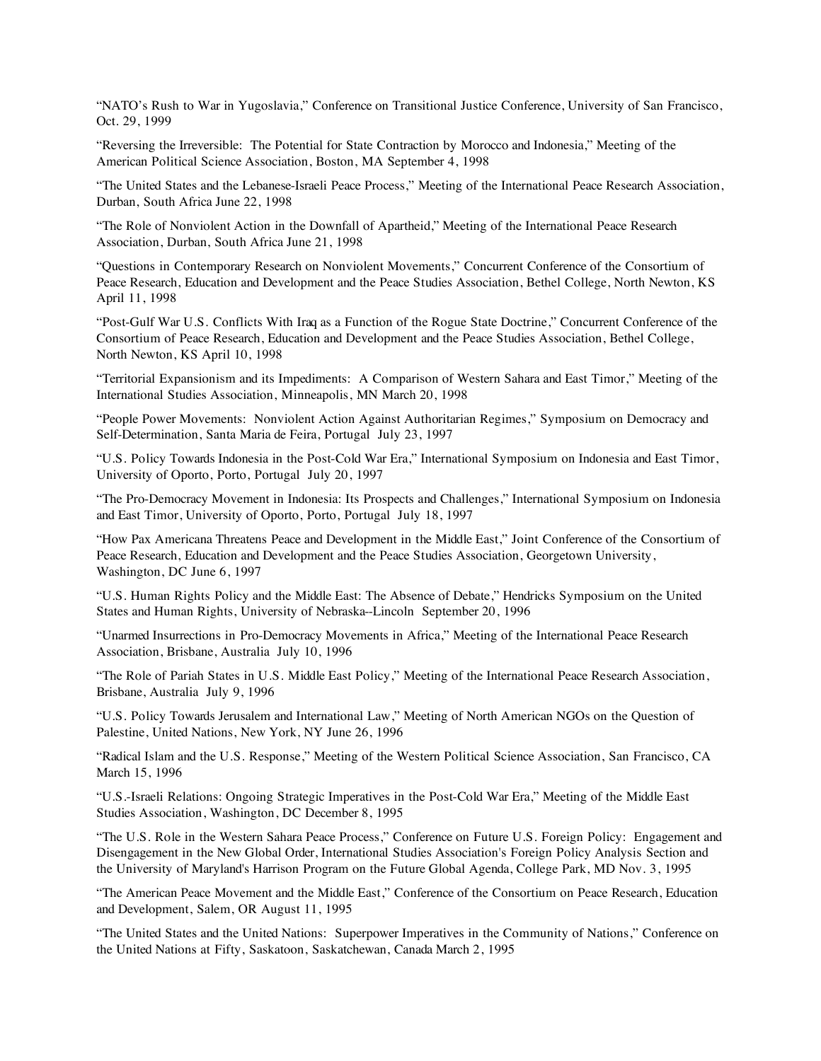"NATO's Rush to War in Yugoslavia," Conference on Transitional Justice Conference, University of San Francisco, Oct. 29, 1999

"Reversing the Irreversible: The Potential for State Contraction by Morocco and Indonesia," Meeting of the American Political Science Association, Boston, MA September 4, 1998

"The United States and the Lebanese-Israeli Peace Process," Meeting of the International Peace Research Association, Durban, South Africa June 22, 1998

"The Role of Nonviolent Action in the Downfall of Apartheid," Meeting of the International Peace Research Association, Durban, South Africa June 21, 1998

"Questions in Contemporary Research on Nonviolent Movements," Concurrent Conference of the Consortium of Peace Research, Education and Development and the Peace Studies Association, Bethel College, North Newton, KS April 11, 1998

"Post-Gulf War U.S. Conflicts With Iraq as a Function of the Rogue State Doctrine," Concurrent Conference of the Consortium of Peace Research, Education and Development and the Peace Studies Association, Bethel College, North Newton, KS April 10, 1998

"Territorial Expansionism and its Impediments: A Comparison of Western Sahara and East Timor," Meeting of the International Studies Association, Minneapolis, MN March 20, 1998

"People Power Movements: Nonviolent Action Against Authoritarian Regimes," Symposium on Democracy and Self-Determination, Santa Maria de Feira, Portugal July 23, 1997

"U.S. Policy Towards Indonesia in the Post-Cold War Era," International Symposium on Indonesia and East Timor, University of Oporto, Porto, Portugal July 20, 1997

"The Pro-Democracy Movement in Indonesia: Its Prospects and Challenges," International Symposium on Indonesia and East Timor, University of Oporto, Porto, Portugal July 18, 1997

"How Pax Americana Threatens Peace and Development in the Middle East," Joint Conference of the Consortium of Peace Research, Education and Development and the Peace Studies Association, Georgetown University, Washington, DC June 6, 1997

"U.S. Human Rights Policy and the Middle East: The Absence of Debate," Hendricks Symposium on the United States and Human Rights, University of Nebraska--Lincoln September 20, 1996

"Unarmed Insurrections in Pro-Democracy Movements in Africa," Meeting of the International Peace Research Association, Brisbane, Australia July 10, 1996

"The Role of Pariah States in U.S. Middle East Policy," Meeting of the International Peace Research Association, Brisbane, Australia July 9, 1996

"U.S. Policy Towards Jerusalem and International Law," Meeting of North American NGOs on the Question of Palestine, United Nations, New York, NY June 26, 1996

"Radical Islam and the U.S. Response," Meeting of the Western Political Science Association, San Francisco, CA March 15, 1996

"U.S.-Israeli Relations: Ongoing Strategic Imperatives in the Post-Cold War Era," Meeting of the Middle East Studies Association, Washington, DC December 8, 1995

"The U.S. Role in the Western Sahara Peace Process," Conference on Future U.S. Foreign Policy: Engagement and Disengagement in the New Global Order, International Studies Association's Foreign Policy Analysis Section and the University of Maryland's Harrison Program on the Future Global Agenda, College Park, MD Nov. 3, 1995

"The American Peace Movement and the Middle East," Conference of the Consortium on Peace Research, Education and Development, Salem, OR August 11, 1995

"The United States and the United Nations: Superpower Imperatives in the Community of Nations," Conference on the United Nations at Fifty, Saskatoon, Saskatchewan, Canada March 2, 1995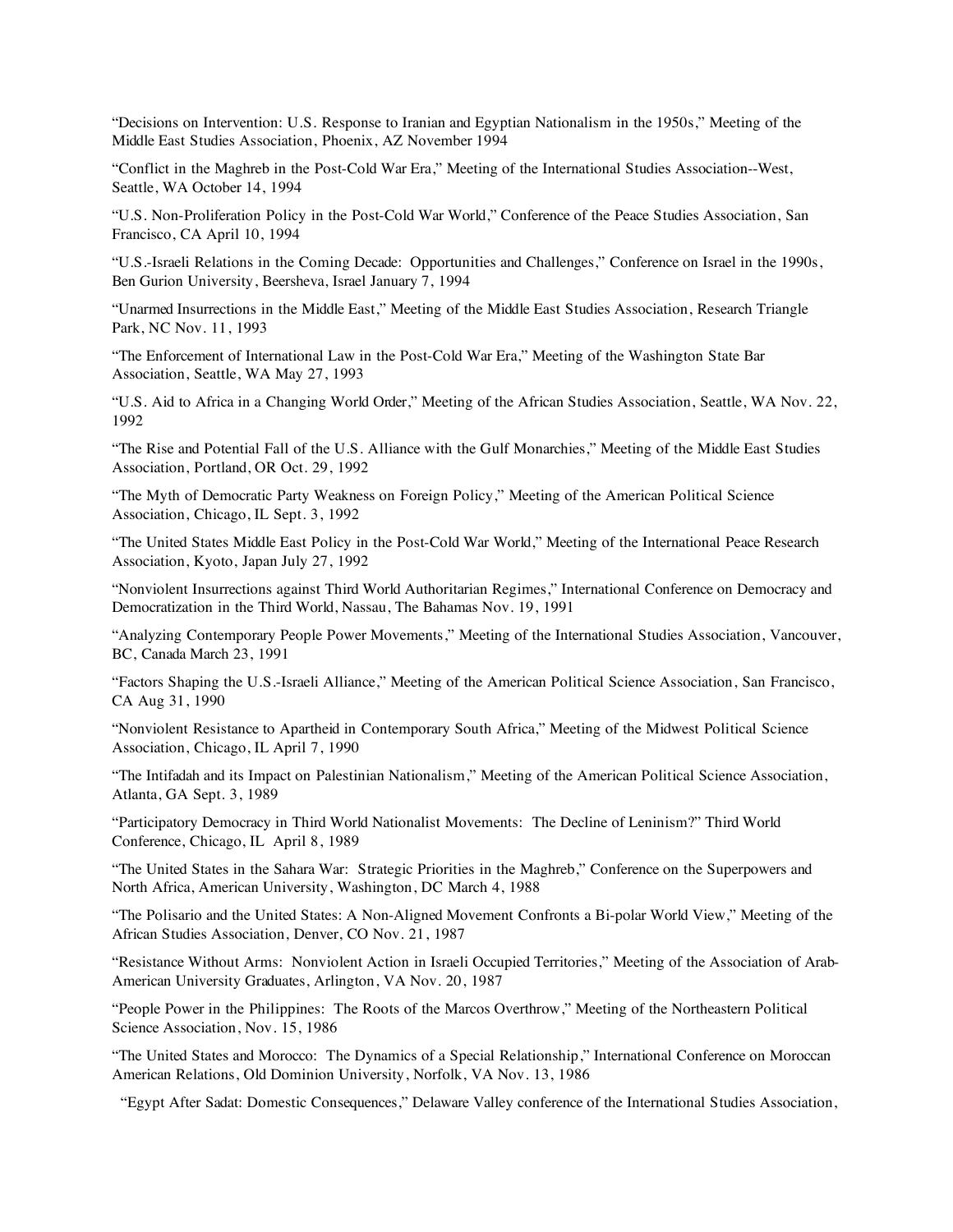"Decisions on Intervention: U.S. Response to Iranian and Egyptian Nationalism in the 1950s," Meeting of the Middle East Studies Association, Phoenix, AZ November 1994

"Conflict in the Maghreb in the Post-Cold War Era," Meeting of the International Studies Association--West, Seattle, WA October 14, 1994

"U.S. Non-Proliferation Policy in the Post-Cold War World," Conference of the Peace Studies Association, San Francisco, CA April 10, 1994

"U.S.-Israeli Relations in the Coming Decade: Opportunities and Challenges," Conference on Israel in the 1990s, Ben Gurion University, Beersheva, Israel January 7, 1994

"Unarmed Insurrections in the Middle East," Meeting of the Middle East Studies Association, Research Triangle Park, NC Nov. 11, 1993

"The Enforcement of International Law in the Post-Cold War Era," Meeting of the Washington State Bar Association, Seattle, WA May 27, 1993

"U.S. Aid to Africa in a Changing World Order," Meeting of the African Studies Association, Seattle, WA Nov. 22, 1992

"The Rise and Potential Fall of the U.S. Alliance with the Gulf Monarchies," Meeting of the Middle East Studies Association, Portland, OR Oct. 29, 1992

"The Myth of Democratic Party Weakness on Foreign Policy," Meeting of the American Political Science Association, Chicago, IL Sept. 3, 1992

"The United States Middle East Policy in the Post-Cold War World," Meeting of the International Peace Research Association, Kyoto, Japan July 27, 1992

"Nonviolent Insurrections against Third World Authoritarian Regimes," International Conference on Democracy and Democratization in the Third World, Nassau, The Bahamas Nov. 19, 1991

"Analyzing Contemporary People Power Movements," Meeting of the International Studies Association, Vancouver, BC, Canada March 23, 1991

"Factors Shaping the U.S.-Israeli Alliance," Meeting of the American Political Science Association, San Francisco, CA Aug 31, 1990

"Nonviolent Resistance to Apartheid in Contemporary South Africa," Meeting of the Midwest Political Science Association, Chicago, IL April 7, 1990

"The Intifadah and its Impact on Palestinian Nationalism," Meeting of the American Political Science Association, Atlanta, GA Sept. 3, 1989

"Participatory Democracy in Third World Nationalist Movements: The Decline of Leninism?" Third World Conference, Chicago, IL April 8, 1989

"The United States in the Sahara War: Strategic Priorities in the Maghreb," Conference on the Superpowers and North Africa, American University, Washington, DC March 4, 1988

"The Polisario and the United States: A Non-Aligned Movement Confronts a Bi-polar World View," Meeting of the African Studies Association, Denver, CO Nov. 21, 1987

"Resistance Without Arms: Nonviolent Action in Israeli Occupied Territories," Meeting of the Association of Arab-American University Graduates, Arlington, VA Nov. 20, 1987

"People Power in the Philippines: The Roots of the Marcos Overthrow," Meeting of the Northeastern Political Science Association, Nov. 15, 1986

"The United States and Morocco: The Dynamics of a Special Relationship," International Conference on Moroccan American Relations, Old Dominion University, Norfolk, VA Nov. 13, 1986

"Egypt After Sadat: Domestic Consequences," Delaware Valley conference of the International Studies Association,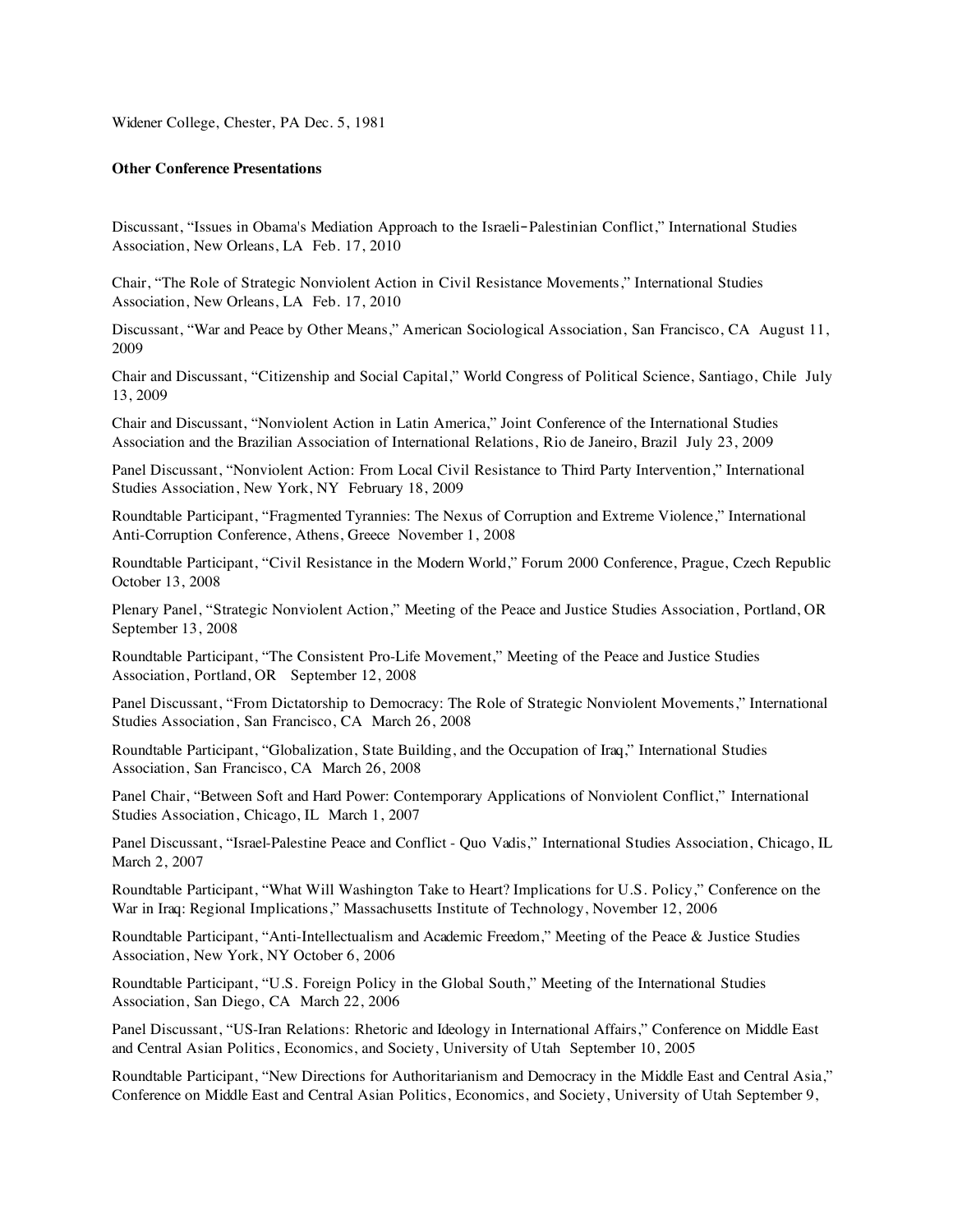Widener College, Chester, PA Dec. 5, 1981

**Other Conference Presentations**

Discussant, "Issues in Obama's Mediation Approach to the Israeli-Palestinian Conflict," International Studies Association, New Orleans, LA Feb. 17, 2010

Chair, "The Role of Strategic Nonviolent Action in Civil Resistance Movements," International Studies Association, New Orleans, LA Feb. 17, 2010

Discussant, "War and Peace by Other Means," American Sociological Association, San Francisco, CA August 11, 2009

Chair and Discussant, "Citizenship and Social Capital," World Congress of Political Science, Santiago, Chile July 13, 2009

Chair and Discussant, "Nonviolent Action in Latin America," Joint Conference of the International Studies Association and the Brazilian Association of International Relations, Rio de Janeiro, Brazil July 23, 2009

Panel Discussant, "Nonviolent Action: From Local Civil Resistance to Third Party Intervention," International Studies Association, New York, NY February 18, 2009

Roundtable Participant, "Fragmented Tyrannies: The Nexus of Corruption and Extreme Violence," International Anti-Corruption Conference, Athens, Greece November 1, 2008

Roundtable Participant, "Civil Resistance in the Modern World," Forum 2000 Conference, Prague, Czech Republic October 13, 2008

Plenary Panel, "Strategic Nonviolent Action," Meeting of the Peace and Justice Studies Association, Portland, OR September 13, 2008

Roundtable Participant, "The Consistent Pro-Life Movement," Meeting of the Peace and Justice Studies Association, Portland, OR September 12, 2008

Panel Discussant, "From Dictatorship to Democracy: The Role of Strategic Nonviolent Movements," International Studies Association, San Francisco, CA March 26, 2008

Roundtable Participant, "Globalization, State Building, and the Occupation of Iraq," International Studies Association, San Francisco, CA March 26, 2008

Panel Chair, "Between Soft and Hard Power: Contemporary Applications of Nonviolent Conflict," International Studies Association, Chicago, IL March 1, 2007

Panel Discussant, "Israel-Palestine Peace and Conflict - Quo Vadis," International Studies Association, Chicago, IL March 2, 2007

Roundtable Participant, "What Will Washington Take to Heart? Implications for U.S. Policy," Conference on the War in Iraq: Regional Implications," Massachusetts Institute of Technology, November 12, 2006

Roundtable Participant, "Anti-Intellectualism and Academic Freedom," Meeting of the Peace & Justice Studies Association, New York, NY October 6, 2006

Roundtable Participant, "U.S. Foreign Policy in the Global South," Meeting of the International Studies Association, San Diego, CA March 22, 2006

Panel Discussant, "US-Iran Relations: Rhetoric and Ideology in International Affairs," Conference on Middle East and Central Asian Politics, Economics, and Society, University of Utah September 10, 2005

Roundtable Participant, "New Directions for Authoritarianism and Democracy in the Middle East and Central Asia," Conference on Middle East and Central Asian Politics, Economics, and Society, University of Utah September 9,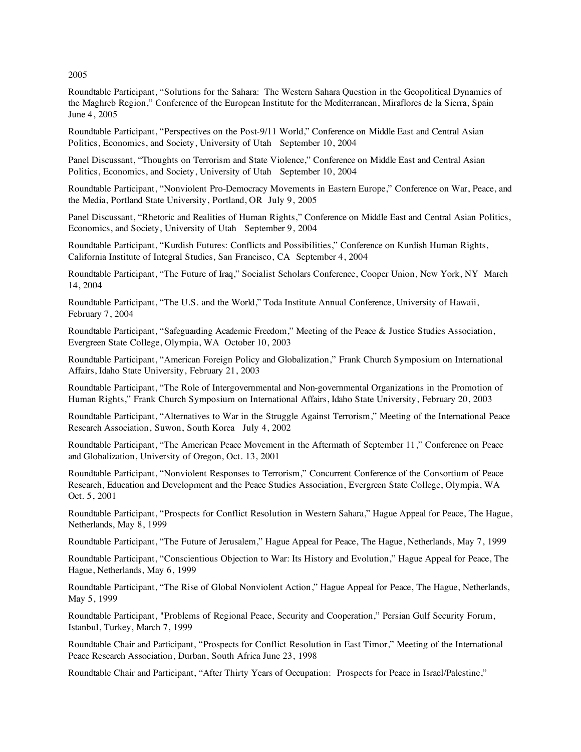2005

Roundtable Participant, "Solutions for the Sahara: The Western Sahara Question in the Geopolitical Dynamics of the Maghreb Region," Conference of the European Institute for the Mediterranean, Miraflores de la Sierra, Spain June 4, 2005

Roundtable Participant, "Perspectives on the Post-9/11 World," Conference on Middle East and Central Asian Politics, Economics, and Society, University of Utah September 10, 2004

Panel Discussant, "Thoughts on Terrorism and State Violence," Conference on Middle East and Central Asian Politics, Economics, and Society, University of Utah September 10, 2004

Roundtable Participant, "Nonviolent Pro-Democracy Movements in Eastern Europe," Conference on War, Peace, and the Media, Portland State University, Portland, OR July 9, 2005

Panel Discussant, "Rhetoric and Realities of Human Rights," Conference on Middle East and Central Asian Politics, Economics, and Society, University of Utah September 9, 2004

Roundtable Participant, "Kurdish Futures: Conflicts and Possibilities," Conference on Kurdish Human Rights, California Institute of Integral Studies, San Francisco, CA September 4, 2004

Roundtable Participant, "The Future of Iraq," Socialist Scholars Conference, Cooper Union, New York, NY March 14, 2004

Roundtable Participant, "The U.S. and the World," Toda Institute Annual Conference, University of Hawaii, February 7, 2004

Roundtable Participant, "Safeguarding Academic Freedom," Meeting of the Peace & Justice Studies Association, Evergreen State College, Olympia, WA October 10, 2003

Roundtable Participant, "American Foreign Policy and Globalization," Frank Church Symposium on International Affairs, Idaho State University, February 21, 2003

Roundtable Participant, "The Role of Intergovernmental and Non-governmental Organizations in the Promotion of Human Rights," Frank Church Symposium on International Affairs, Idaho State University, February 20, 2003

Roundtable Participant, "Alternatives to War in the Struggle Against Terrorism," Meeting of the International Peace Research Association, Suwon, South Korea July 4, 2002

Roundtable Participant, "The American Peace Movement in the Aftermath of September 11," Conference on Peace and Globalization, University of Oregon, Oct. 13, 2001

Roundtable Participant, "Nonviolent Responses to Terrorism," Concurrent Conference of the Consortium of Peace Research, Education and Development and the Peace Studies Association, Evergreen State College, Olympia, WA Oct. 5, 2001

Roundtable Participant, "Prospects for Conflict Resolution in Western Sahara," Hague Appeal for Peace, The Hague, Netherlands, May 8, 1999

Roundtable Participant, "The Future of Jerusalem," Hague Appeal for Peace, The Hague, Netherlands, May 7, 1999

Roundtable Participant, "Conscientious Objection to War: Its History and Evolution," Hague Appeal for Peace, The Hague, Netherlands, May 6, 1999

Roundtable Participant, "The Rise of Global Nonviolent Action," Hague Appeal for Peace, The Hague, Netherlands, May 5, 1999

Roundtable Participant, "Problems of Regional Peace, Security and Cooperation," Persian Gulf Security Forum, Istanbul, Turkey, March 7, 1999

Roundtable Chair and Participant, "Prospects for Conflict Resolution in East Timor," Meeting of the International Peace Research Association, Durban, South Africa June 23, 1998

Roundtable Chair and Participant, "After Thirty Years of Occupation: Prospects for Peace in Israel/Palestine,"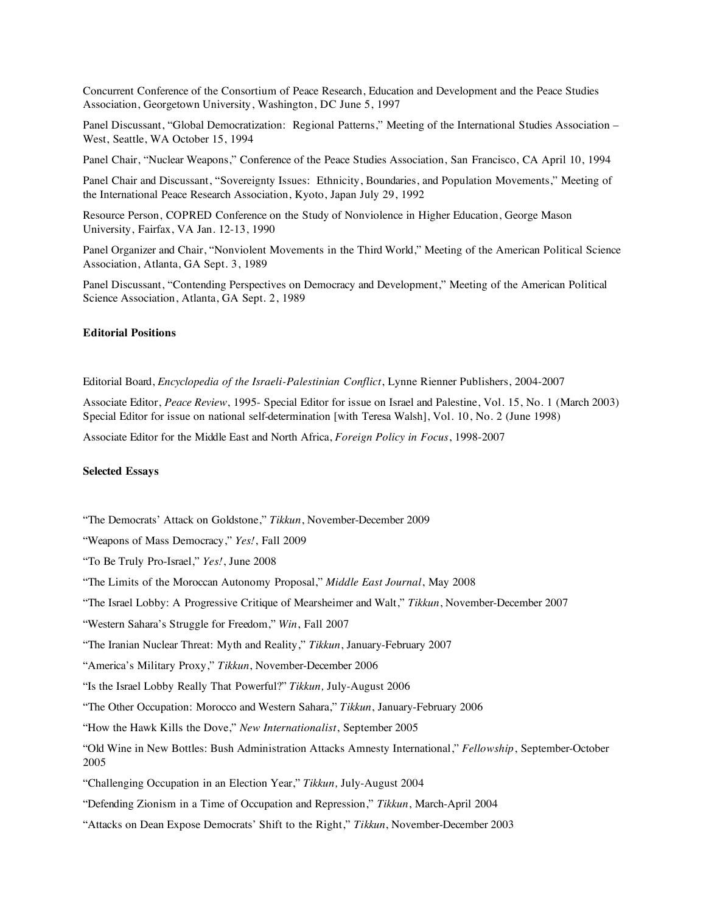Concurrent Conference of the Consortium of Peace Research, Education and Development and the Peace Studies Association, Georgetown University, Washington, DC June 5, 1997

Panel Discussant, "Global Democratization: Regional Patterns," Meeting of the International Studies Association – West, Seattle, WA October 15, 1994

Panel Chair, "Nuclear Weapons," Conference of the Peace Studies Association, San Francisco, CA April 10, 1994

Panel Chair and Discussant, "Sovereignty Issues: Ethnicity, Boundaries, and Population Movements," Meeting of the International Peace Research Association, Kyoto, Japan July 29, 1992

Resource Person, COPRED Conference on the Study of Nonviolence in Higher Education, George Mason University, Fairfax, VA Jan. 12-13, 1990

Panel Organizer and Chair, "Nonviolent Movements in the Third World," Meeting of the American Political Science Association, Atlanta, GA Sept. 3, 1989

Panel Discussant, "Contending Perspectives on Democracy and Development," Meeting of the American Political Science Association, Atlanta, GA Sept. 2, 1989

**Editorial Positions**

Editorial Board, *Encyclopedia of the Israeli-Palestinian Conflict*, Lynne Rienner Publishers, 2004-2007

Associate Editor, *Peace Review*, 1995- Special Editor for issue on Israel and Palestine, Vol. 15, No. 1 (March 2003) Special Editor for issue on national self-determination [with Teresa Walsh], Vol. 10, No. 2 (June 1998)

Associate Editor for the Middle East and North Africa, *Foreign Policy in Focus*, 1998-2007

**Selected Essays**

"The Democrats' Attack on Goldstone," *Tikkun*, November-December 2009

"Weapons of Mass Democracy," *Yes!*, Fall 2009

"To Be Truly Pro-Israel," *Yes!*, June 2008

"The Limits of the Moroccan Autonomy Proposal," *Middle East Journal*, May 2008

"The Israel Lobby: A Progressive Critique of Mearsheimer and Walt," *Tikkun*, November-December 2007

"Western Sahara's Struggle for Freedom," *Win*, Fall 2007

"The Iranian Nuclear Threat: Myth and Reality," *Tikkun*, January-February 2007

"America's Military Proxy," *Tikkun*, November-December 2006

"Is the Israel Lobby Really That Powerful?" *Tikkun,* July-August 2006

"The Other Occupation: Morocco and Western Sahara," *Tikkun*, January-February 2006

"How the Hawk Kills the Dove," *New Internationalist*, September 2005

"Old Wine in New Bottles: Bush Administration Attacks Amnesty International," *Fellowship*, September-October 2005

"Challenging Occupation in an Election Year," *Tikkun,* July-August 2004

"Defending Zionism in a Time of Occupation and Repression," *Tikkun*, March-April 2004

"Attacks on Dean Expose Democrats' Shift to the Right," *Tikkun*, November-December 2003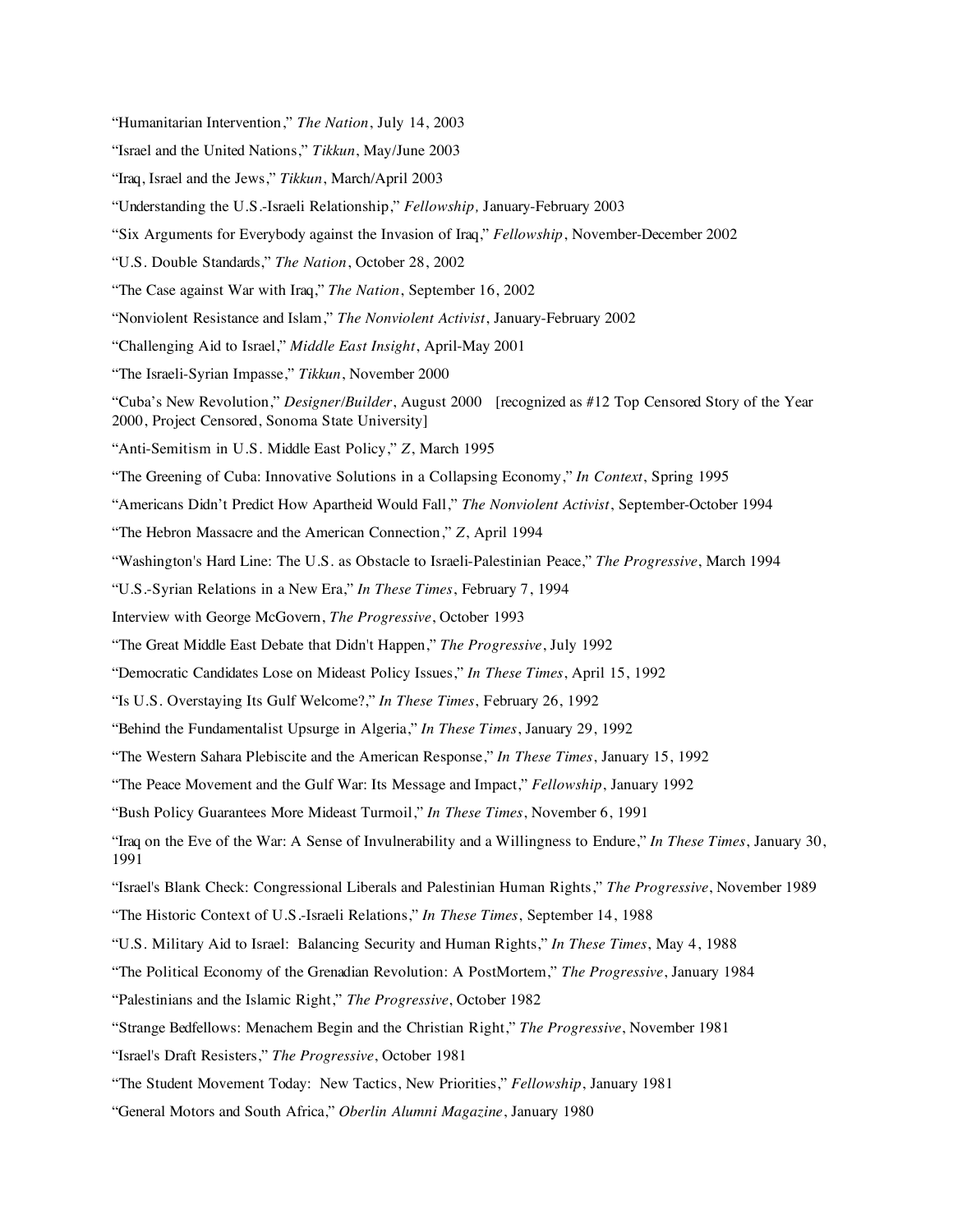"Humanitarian Intervention," *The Nation*, July 14, 2003

"Israel and the United Nations," *Tikkun*, May/June 2003

"Iraq, Israel and the Jews," *Tikkun*, March/April 2003

"Understanding the U.S.-Israeli Relationship," *Fellowship,* January-February 2003

"Six Arguments for Everybody against the Invasion of Iraq," *Fellowship*, November-December 2002

"U.S. Double Standards," *The Nation*, October 28, 2002

"The Case against War with Iraq," *The Nation*, September 16, 2002

"Nonviolent Resistance and Islam," *The Nonviolent Activist*, January-February 2002

"Challenging Aid to Israel," *Middle East Insight*, April-May 2001

"The Israeli-Syrian Impasse," *Tikkun*, November 2000

"Cuba's New Revolution," *Designer/Builder*, August 2000 [recognized as #12 Top Censored Story of the Year 2000, Project Censored, Sonoma State University]

"Anti-Semitism in U.S. Middle East Policy," *Z*, March 1995

"The Greening of Cuba: Innovative Solutions in a Collapsing Economy," *In Context*, Spring 1995

"Americans Didn't Predict How Apartheid Would Fall," *The Nonviolent Activist*, September-October 1994

"The Hebron Massacre and the American Connection," *Z*, April 1994

"Washington's Hard Line: The U.S. as Obstacle to Israeli-Palestinian Peace," *The Progressive*, March 1994

"U.S.-Syrian Relations in a New Era," *In These Times*, February 7, 1994

Interview with George McGovern, *The Progressive*, October 1993

"The Great Middle East Debate that Didn't Happen," *The Progressive*, July 1992

"Democratic Candidates Lose on Mideast Policy Issues," *In These Times*, April 15, 1992

"Is U.S. Overstaying Its Gulf Welcome?," *In These Times*, February 26, 1992

"Behind the Fundamentalist Upsurge in Algeria," *In These Times*, January 29, 1992

"The Western Sahara Plebiscite and the American Response," *In These Times*, January 15, 1992

"The Peace Movement and the Gulf War: Its Message and Impact," *Fellowship*, January 1992

"Bush Policy Guarantees More Mideast Turmoil," *In These Times*, November 6, 1991

"Iraq on the Eve of the War: A Sense of Invulnerability and a Willingness to Endure," *In These Times*, January 30, 1991

"Israel's Blank Check: Congressional Liberals and Palestinian Human Rights," *The Progressive*, November 1989

"The Historic Context of U.S.-Israeli Relations," *In These Times*, September 14, 1988

"U.S. Military Aid to Israel: Balancing Security and Human Rights," *In These Times*, May 4, 1988

"The Political Economy of the Grenadian Revolution: A PostMortem," *The Progressive*, January 1984

"Palestinians and the Islamic Right," *The Progressive*, October 1982

"Strange Bedfellows: Menachem Begin and the Christian Right," *The Progressive*, November 1981

"Israel's Draft Resisters," *The Progressive*, October 1981

"The Student Movement Today: New Tactics, New Priorities," *Fellowship*, January 1981

"General Motors and South Africa," *Oberlin Alumni Magazine*, January 1980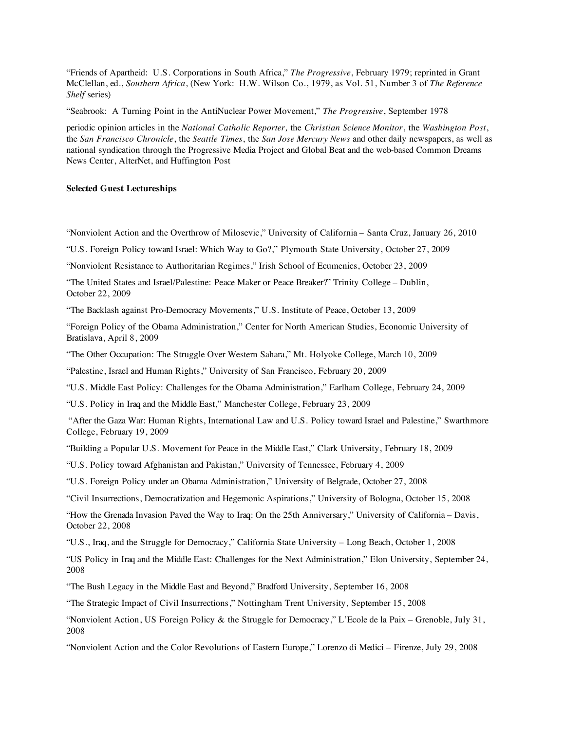"Friends of Apartheid: U.S. Corporations in South Africa," *The Progressive*, February 1979; reprinted in Grant McClellan, ed., *Southern Africa*, (New York: H.W. Wilson Co., 1979, as Vol. 51, Number 3 of *The Reference Shelf* series)

"Seabrook: A Turning Point in the AntiNuclear Power Movement," *The Progressive*, September 1978

periodic opinion articles in the *National Catholic Reporter,* the *Christian Science Monitor*, the *Washington Post*, the *San Francisco Chronicle*, the *Seattle Times*, the *San Jose Mercury News* and other daily newspapers, as well as national syndication through the Progressive Media Project and Global Beat and the web-based Common Dreams News Center, AlterNet, and Huffington Post

**Selected Guest Lectureships**

"Nonviolent Action and the Overthrow of Milosevic," University of California – Santa Cruz, January 26, 2010

"U.S. Foreign Policy toward Israel: Which Way to Go?," Plymouth State University, October 27, 2009

"Nonviolent Resistance to Authoritarian Regimes," Irish School of Ecumenics, October 23, 2009

"The United States and Israel/Palestine: Peace Maker or Peace Breaker?" Trinity College – Dublin, October 22, 2009

"The Backlash against Pro-Democracy Movements," U.S. Institute of Peace, October 13, 2009

"Foreign Policy of the Obama Administration," Center for North American Studies, Economic University of Bratislava, April 8, 2009

"The Other Occupation: The Struggle Over Western Sahara," Mt. Holyoke College, March 10, 2009

"Palestine, Israel and Human Rights," University of San Francisco, February 20, 2009

"U.S. Middle East Policy: Challenges for the Obama Administration," Earlham College, February 24, 2009

"U.S. Policy in Iraq and the Middle East," Manchester College, February 23, 2009

"After the Gaza War: Human Rights, International Law and U.S. Policy toward Israel and Palestine," Swarthmore College, February 19, 2009

"Building a Popular U.S. Movement for Peace in the Middle East," Clark University, February 18, 2009

"U.S. Policy toward Afghanistan and Pakistan," University of Tennessee, February 4, 2009

"U.S. Foreign Policy under an Obama Administration," University of Belgrade, October 27, 2008

"Civil Insurrections, Democratization and Hegemonic Aspirations," University of Bologna, October 15, 2008

"How the Grenada Invasion Paved the Way to Iraq: On the 25th Anniversary," University of California – Davis, October 22, 2008

"U.S., Iraq, and the Struggle for Democracy," California State University – Long Beach, October 1, 2008

"US Policy in Iraq and the Middle East: Challenges for the Next Administration," Elon University, September 24, 2008

"The Bush Legacy in the Middle East and Beyond," Bradford University, September 16, 2008

"The Strategic Impact of Civil Insurrections," Nottingham Trent University, September 15, 2008

"Nonviolent Action, US Foreign Policy & the Struggle for Democracy," L'Ecole de la Paix – Grenoble, July 31, 2008

"Nonviolent Action and the Color Revolutions of Eastern Europe," Lorenzo di Medici – Firenze, July 29, 2008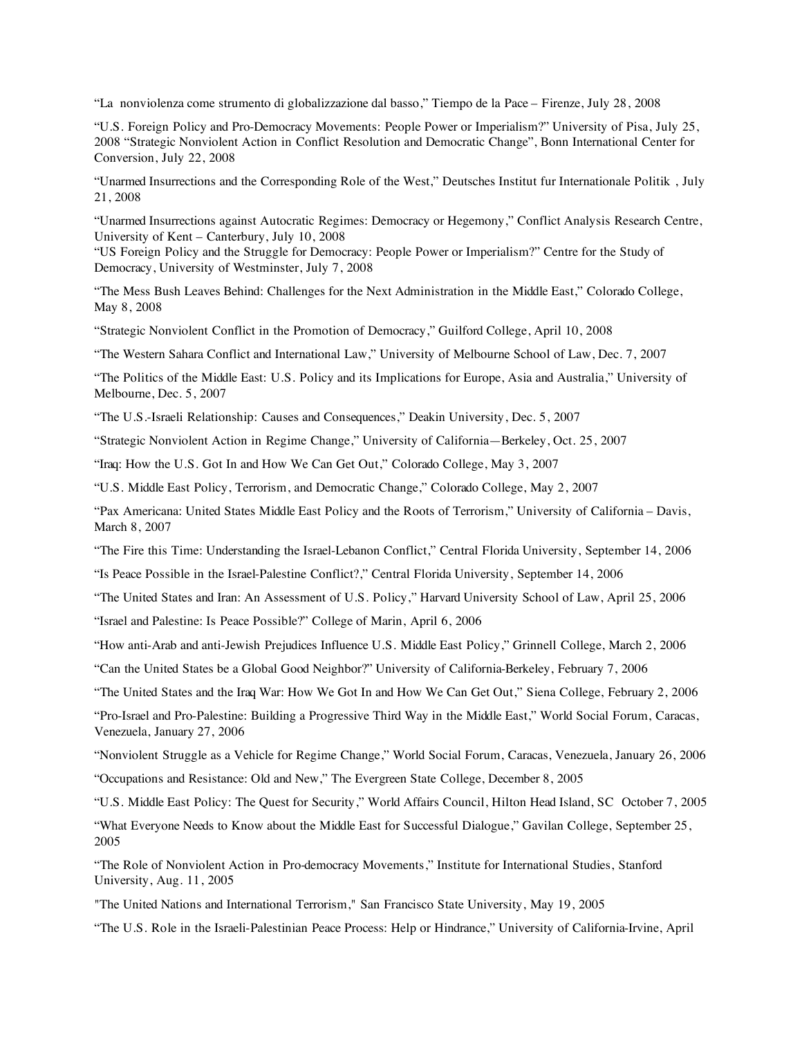"La  nonviolenza come strumento di globalizzazione dal basso," Tiempo de la Pace – Firenze, July 28, 2008

"U.S. Foreign Policy and Pro-Democracy Movements: People Power or Imperialism?" University of Pisa, July 25, 2008 "Strategic Nonviolent Action in Conflict Resolution and Democratic Change", Bonn International Center for Conversion, July 22, 2008

"Unarmed Insurrections and the Corresponding Role of the West," Deutsches Institut fur Internationale Politik , July 21, 2008

"Unarmed Insurrections against Autocratic Regimes: Democracy or Hegemony," Conflict Analysis Research Centre, University of Kent – Canterbury, July 10, 2008
"US Foreign Policy and the Struggle for Democracy: People Power or Imperialism?" Centre for the Study of Democracy, University of Westminster, July 7, 2008

"The Mess Bush Leaves Behind: Challenges for the Next Administration in the Middle East," Colorado College, May 8, 2008

"Strategic Nonviolent Conflict in the Promotion of Democracy," Guilford College, April 10, 2008

"The Western Sahara Conflict and International Law," University of Melbourne School of Law, Dec. 7, 2007

"The Politics of the Middle East: U.S. Policy and its Implications for Europe, Asia and Australia," University of Melbourne, Dec. 5, 2007

"The U.S.-Israeli Relationship: Causes and Consequences," Deakin University, Dec. 5, 2007

"Strategic Nonviolent Action in Regime Change," University of California—Berkeley, Oct. 25, 2007

"Iraq: How the U.S. Got In and How We Can Get Out," Colorado College, May 3, 2007

"U.S. Middle East Policy, Terrorism, and Democratic Change," Colorado College, May 2, 2007

"Pax Americana: United States Middle East Policy and the Roots of Terrorism," University of California – Davis, March 8, 2007

"The Fire this Time: Understanding the Israel-Lebanon Conflict," Central Florida University, September 14, 2006

"Is Peace Possible in the Israel-Palestine Conflict?," Central Florida University, September 14, 2006

"The United States and Iran: An Assessment of U.S. Policy," Harvard University School of Law, April 25, 2006

"Israel and Palestine: Is Peace Possible?" College of Marin, April 6, 2006

"How anti-Arab and anti-Jewish Prejudices Influence U.S. Middle East Policy," Grinnell College, March 2, 2006

"Can the United States be a Global Good Neighbor?" University of California-Berkeley, February 7, 2006

"The United States and the Iraq War: How We Got In and How We Can Get Out," Siena College, February 2, 2006

"Pro-Israel and Pro-Palestine: Building a Progressive Third Way in the Middle East," World Social Forum, Caracas, Venezuela, January 27, 2006

"Nonviolent Struggle as a Vehicle for Regime Change," World Social Forum, Caracas, Venezuela, January 26, 2006

"Occupations and Resistance: Old and New," The Evergreen State College, December 8, 2005

"U.S. Middle East Policy: The Quest for Security," World Affairs Council, Hilton Head Island, SC  October 7, 2005

"What Everyone Needs to Know about the Middle East for Successful Dialogue," Gavilan College, September 25, 2005

"The Role of Nonviolent Action in Pro-democracy Movements," Institute for International Studies, Stanford University, Aug. 11, 2005

"The United Nations and International Terrorism," San Francisco State University, May 19, 2005

"The U.S. Role in the Israeli-Palestinian Peace Process: Help or Hindrance," University of California-Irvine, April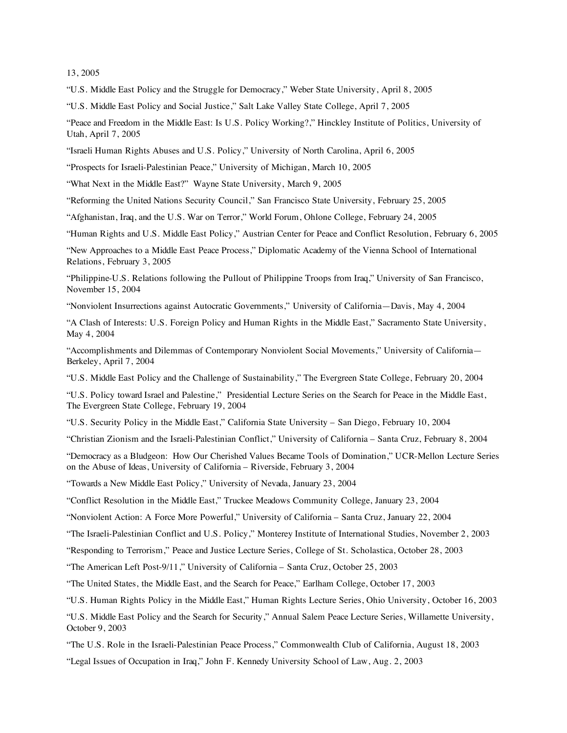13, 2005

"U.S. Middle East Policy and the Struggle for Democracy," Weber State University, April 8, 2005

"U.S. Middle East Policy and Social Justice," Salt Lake Valley State College, April 7, 2005

"Peace and Freedom in the Middle East: Is U.S. Policy Working?," Hinckley Institute of Politics, University of Utah, April 7, 2005

"Israeli Human Rights Abuses and U.S. Policy," University of North Carolina, April 6, 2005

"Prospects for Israeli-Palestinian Peace," University of Michigan, March 10, 2005

"What Next in the Middle East?" Wayne State University, March 9, 2005

"Reforming the United Nations Security Council," San Francisco State University, February 25, 2005

"Afghanistan, Iraq, and the U.S. War on Terror," World Forum, Ohlone College, February 24, 2005

"Human Rights and U.S. Middle East Policy," Austrian Center for Peace and Conflict Resolution, February 6, 2005

"New Approaches to a Middle East Peace Process," Diplomatic Academy of the Vienna School of International Relations, February 3, 2005

"Philippine-U.S. Relations following the Pullout of Philippine Troops from Iraq," University of San Francisco, November 15, 2004

"Nonviolent Insurrections against Autocratic Governments," University of California—Davis, May 4, 2004

"A Clash of Interests: U.S. Foreign Policy and Human Rights in the Middle East," Sacramento State University, May 4, 2004

"Accomplishments and Dilemmas of Contemporary Nonviolent Social Movements," University of California—Berkeley, April 7, 2004

"U.S. Middle East Policy and the Challenge of Sustainability," The Evergreen State College, February 20, 2004

"U.S. Policy toward Israel and Palestine," Presidential Lecture Series on the Search for Peace in the Middle East, The Evergreen State College, February 19, 2004

"U.S. Security Policy in the Middle East," California State University – San Diego, February 10, 2004

"Christian Zionism and the Israeli-Palestinian Conflict," University of California – Santa Cruz, February 8, 2004

"Democracy as a Bludgeon: How Our Cherished Values Became Tools of Domination," UCR-Mellon Lecture Series on the Abuse of Ideas, University of California – Riverside, February 3, 2004

"Towards a New Middle East Policy," University of Nevada, January 23, 2004

"Conflict Resolution in the Middle East," Truckee Meadows Community College, January 23, 2004

"Nonviolent Action: A Force More Powerful," University of California – Santa Cruz, January 22, 2004

"The Israeli-Palestinian Conflict and U.S. Policy," Monterey Institute of International Studies, November 2, 2003

"Responding to Terrorism," Peace and Justice Lecture Series, College of St. Scholastica, October 28, 2003

"The American Left Post-9/11," University of California – Santa Cruz, October 25, 2003

"The United States, the Middle East, and the Search for Peace," Earlham College, October 17, 2003

"U.S. Human Rights Policy in the Middle East," Human Rights Lecture Series, Ohio University, October 16, 2003

"U.S. Middle East Policy and the Search for Security," Annual Salem Peace Lecture Series, Willamette University, October 9, 2003

"The U.S. Role in the Israeli-Palestinian Peace Process," Commonwealth Club of California, August 18, 2003

"Legal Issues of Occupation in Iraq," John F. Kennedy University School of Law, Aug. 2, 2003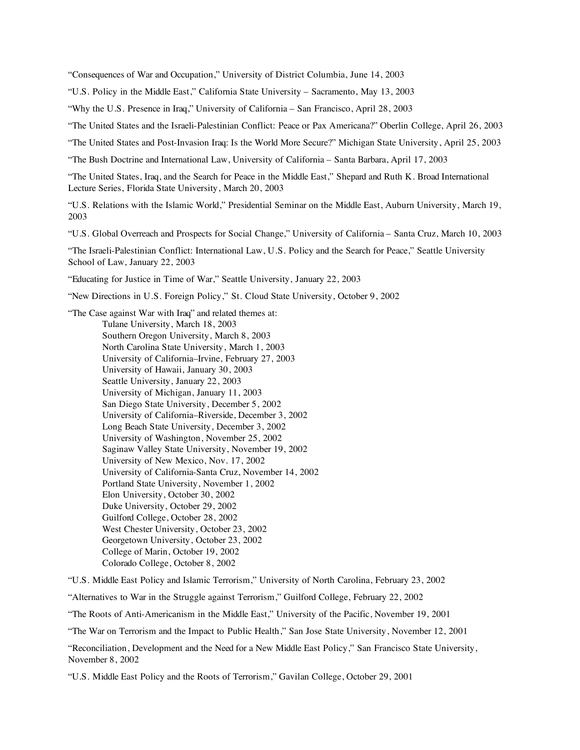"Consequences of War and Occupation," University of District Columbia, June 14, 2003

"U.S. Policy in the Middle East," California State University – Sacramento, May 13, 2003

"Why the U.S. Presence in Iraq," University of California – San Francisco, April 28, 2003

"The United States and the Israeli-Palestinian Conflict: Peace or Pax Americana?" Oberlin College, April 26, 2003

"The United States and Post-Invasion Iraq: Is the World More Secure?" Michigan State University, April 25, 2003

"The Bush Doctrine and International Law, University of California – Santa Barbara, April 17, 2003

"The United States, Iraq, and the Search for Peace in the Middle East," Shepard and Ruth K. Broad International Lecture Series, Florida State University, March 20, 2003

"U.S. Relations with the Islamic World," Presidential Seminar on the Middle East, Auburn University, March 19, 2003

"U.S. Global Overreach and Prospects for Social Change," University of California – Santa Cruz, March 10, 2003

"The Israeli-Palestinian Conflict: International Law, U.S. Policy and the Search for Peace," Seattle University School of Law, January 22, 2003

"Educating for Justice in Time of War," Seattle University, January 22, 2003

"New Directions in U.S. Foreign Policy," St. Cloud State University, October 9, 2002

"The Case against War with Iraq" and related themes at:

- Tulane University, March 18, 2003
- Southern Oregon University, March 8, 2003
- North Carolina State University, March 1, 2003
- University of California–Irvine, February 27, 2003
- University of Hawaii, January 30, 2003
- Seattle University, January 22, 2003
- University of Michigan, January 11, 2003
- San Diego State University, December 5, 2002
- University of California–Riverside, December 3, 2002
- Long Beach State University, December 3, 2002
- University of Washington, November 25, 2002
- Saginaw Valley State University, November 19, 2002
- University of New Mexico, Nov. 17, 2002
- University of California-Santa Cruz, November 14, 2002
- Portland State University, November 1, 2002
- Elon University, October 30, 2002
- Duke University, October 29, 2002
- Guilford College, October 28, 2002
- West Chester University, October 23, 2002
- Georgetown University, October 23, 2002
- College of Marin, October 19, 2002
- Colorado College, October 8, 2002

"U.S. Middle East Policy and Islamic Terrorism," University of North Carolina, February 23, 2002

"Alternatives to War in the Struggle against Terrorism," Guilford College, February 22, 2002

"The Roots of Anti-Americanism in the Middle East," University of the Pacific, November 19, 2001

"The War on Terrorism and the Impact to Public Health," San Jose State University, November 12, 2001

"Reconciliation, Development and the Need for a New Middle East Policy," San Francisco State University, November 8, 2002

"U.S. Middle East Policy and the Roots of Terrorism," Gavilan College, October 29, 2001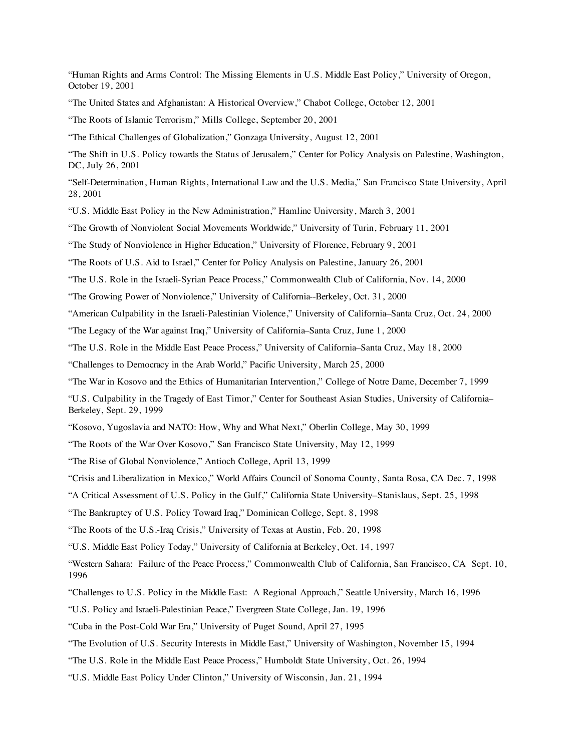"Human Rights and Arms Control: The Missing Elements in U.S. Middle East Policy," University of Oregon, October 19, 2001

"The United States and Afghanistan: A Historical Overview," Chabot College, October 12, 2001

"The Roots of Islamic Terrorism," Mills College, September 20, 2001

"The Ethical Challenges of Globalization," Gonzaga University, August 12, 2001

"The Shift in U.S. Policy towards the Status of Jerusalem," Center for Policy Analysis on Palestine, Washington, DC, July 26, 2001

"Self-Determination, Human Rights, International Law and the U.S. Media," San Francisco State University, April 28, 2001

"U.S. Middle East Policy in the New Administration," Hamline University, March 3, 2001

"The Growth of Nonviolent Social Movements Worldwide," University of Turin, February 11, 2001

"The Study of Nonviolence in Higher Education," University of Florence, February 9, 2001

"The Roots of U.S. Aid to Israel," Center for Policy Analysis on Palestine, January 26, 2001

"The U.S. Role in the Israeli-Syrian Peace Process," Commonwealth Club of California, Nov. 14, 2000

"The Growing Power of Nonviolence," University of California--Berkeley, Oct. 31, 2000

"American Culpability in the Israeli-Palestinian Violence," University of California–Santa Cruz, Oct. 24, 2000

"The Legacy of the War against Iraq," University of California–Santa Cruz, June 1, 2000

"The U.S. Role in the Middle East Peace Process," University of California–Santa Cruz, May 18, 2000

"Challenges to Democracy in the Arab World," Pacific University, March 25, 2000

"The War in Kosovo and the Ethics of Humanitarian Intervention," College of Notre Dame, December 7, 1999

"U.S. Culpability in the Tragedy of East Timor," Center for Southeast Asian Studies, University of California–Berkeley, Sept. 29, 1999

"Kosovo, Yugoslavia and NATO: How, Why and What Next," Oberlin College, May 30, 1999

"The Roots of the War Over Kosovo," San Francisco State University, May 12, 1999

"The Rise of Global Nonviolence," Antioch College, April 13, 1999

"Crisis and Liberalization in Mexico," World Affairs Council of Sonoma County, Santa Rosa, CA Dec. 7, 1998

"A Critical Assessment of U.S. Policy in the Gulf," California State University–Stanislaus, Sept. 25, 1998

"The Bankruptcy of U.S. Policy Toward Iraq," Dominican College, Sept. 8, 1998

"The Roots of the U.S.-Iraq Crisis," University of Texas at Austin, Feb. 20, 1998

"U.S. Middle East Policy Today," University of California at Berkeley, Oct. 14, 1997

"Western Sahara: Failure of the Peace Process," Commonwealth Club of California, San Francisco, CA Sept. 10, 1996

"Challenges to U.S. Policy in the Middle East: A Regional Approach," Seattle University, March 16, 1996

"U.S. Policy and Israeli-Palestinian Peace," Evergreen State College, Jan. 19, 1996

"Cuba in the Post-Cold War Era," University of Puget Sound, April 27, 1995

"The Evolution of U.S. Security Interests in Middle East," University of Washington, November 15, 1994

"The U.S. Role in the Middle East Peace Process," Humboldt State University, Oct. 26, 1994

"U.S. Middle East Policy Under Clinton," University of Wisconsin, Jan. 21, 1994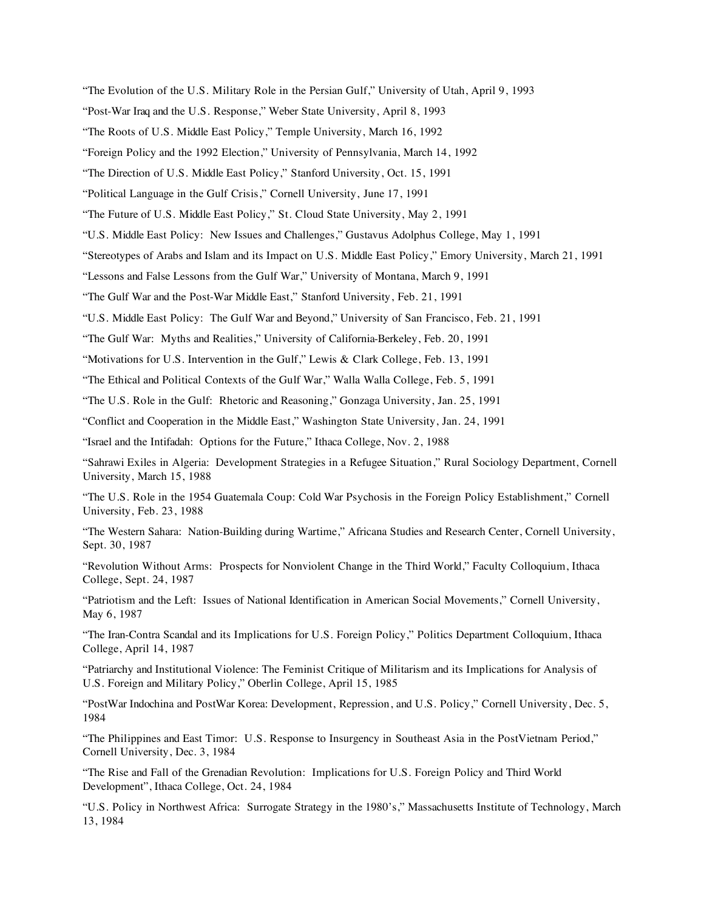"The Evolution of the U.S. Military Role in the Persian Gulf," University of Utah, April 9, 1993

"Post-War Iraq and the U.S. Response," Weber State University, April 8, 1993

"The Roots of U.S. Middle East Policy," Temple University, March 16, 1992

"Foreign Policy and the 1992 Election," University of Pennsylvania, March 14, 1992

"The Direction of U.S. Middle East Policy," Stanford University, Oct. 15, 1991

"Political Language in the Gulf Crisis," Cornell University, June 17, 1991

"The Future of U.S. Middle East Policy," St. Cloud State University, May 2, 1991

"U.S. Middle East Policy: New Issues and Challenges," Gustavus Adolphus College, May 1, 1991

"Stereotypes of Arabs and Islam and its Impact on U.S. Middle East Policy," Emory University, March 21, 1991

"Lessons and False Lessons from the Gulf War," University of Montana, March 9, 1991

"The Gulf War and the Post-War Middle East," Stanford University, Feb. 21, 1991

"U.S. Middle East Policy: The Gulf War and Beyond," University of San Francisco, Feb. 21, 1991

"The Gulf War: Myths and Realities," University of California-Berkeley, Feb. 20, 1991

"Motivations for U.S. Intervention in the Gulf," Lewis & Clark College, Feb. 13, 1991

"The Ethical and Political Contexts of the Gulf War," Walla Walla College, Feb. 5, 1991

"The U.S. Role in the Gulf: Rhetoric and Reasoning," Gonzaga University, Jan. 25, 1991

"Conflict and Cooperation in the Middle East," Washington State University, Jan. 24, 1991

"Israel and the Intifadah: Options for the Future," Ithaca College, Nov. 2, 1988

"Sahrawi Exiles in Algeria: Development Strategies in a Refugee Situation," Rural Sociology Department, Cornell University, March 15, 1988

"The U.S. Role in the 1954 Guatemala Coup: Cold War Psychosis in the Foreign Policy Establishment," Cornell University, Feb. 23, 1988

"The Western Sahara: Nation-Building during Wartime," Africana Studies and Research Center, Cornell University, Sept. 30, 1987

"Revolution Without Arms: Prospects for Nonviolent Change in the Third World," Faculty Colloquium, Ithaca College, Sept. 24, 1987

"Patriotism and the Left: Issues of National Identification in American Social Movements," Cornell University, May 6, 1987

"The Iran-Contra Scandal and its Implications for U.S. Foreign Policy," Politics Department Colloquium, Ithaca College, April 14, 1987

"Patriarchy and Institutional Violence: The Feminist Critique of Militarism and its Implications for Analysis of U.S. Foreign and Military Policy," Oberlin College, April 15, 1985

"PostWar Indochina and PostWar Korea: Development, Repression, and U.S. Policy," Cornell University, Dec. 5, 1984

"The Philippines and East Timor: U.S. Response to Insurgency in Southeast Asia in the PostVietnam Period," Cornell University, Dec. 3, 1984

"The Rise and Fall of the Grenadian Revolution: Implications for U.S. Foreign Policy and Third World Development", Ithaca College, Oct. 24, 1984

"U.S. Policy in Northwest Africa: Surrogate Strategy in the 1980's," Massachusetts Institute of Technology, March 13, 1984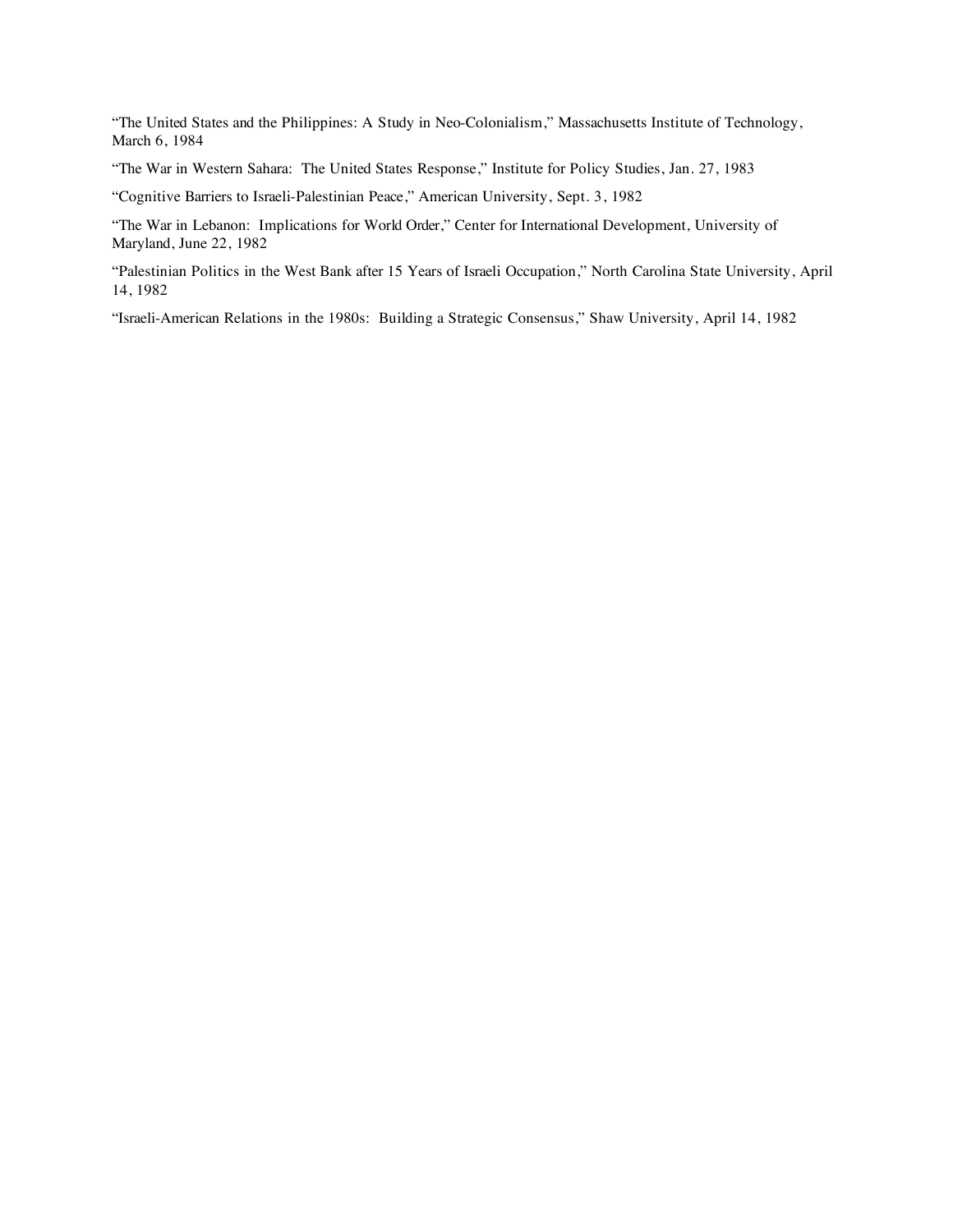"The United States and the Philippines: A Study in Neo-Colonialism," Massachusetts Institute of Technology, March 6, 1984

"The War in Western Sahara: The United States Response," Institute for Policy Studies, Jan. 27, 1983

"Cognitive Barriers to Israeli-Palestinian Peace," American University, Sept. 3, 1982

"The War in Lebanon: Implications for World Order," Center for International Development, University of Maryland, June 22, 1982

"Palestinian Politics in the West Bank after 15 Years of Israeli Occupation," North Carolina State University, April 14, 1982

"Israeli-American Relations in the 1980s: Building a Strategic Consensus," Shaw University, April 14, 1982